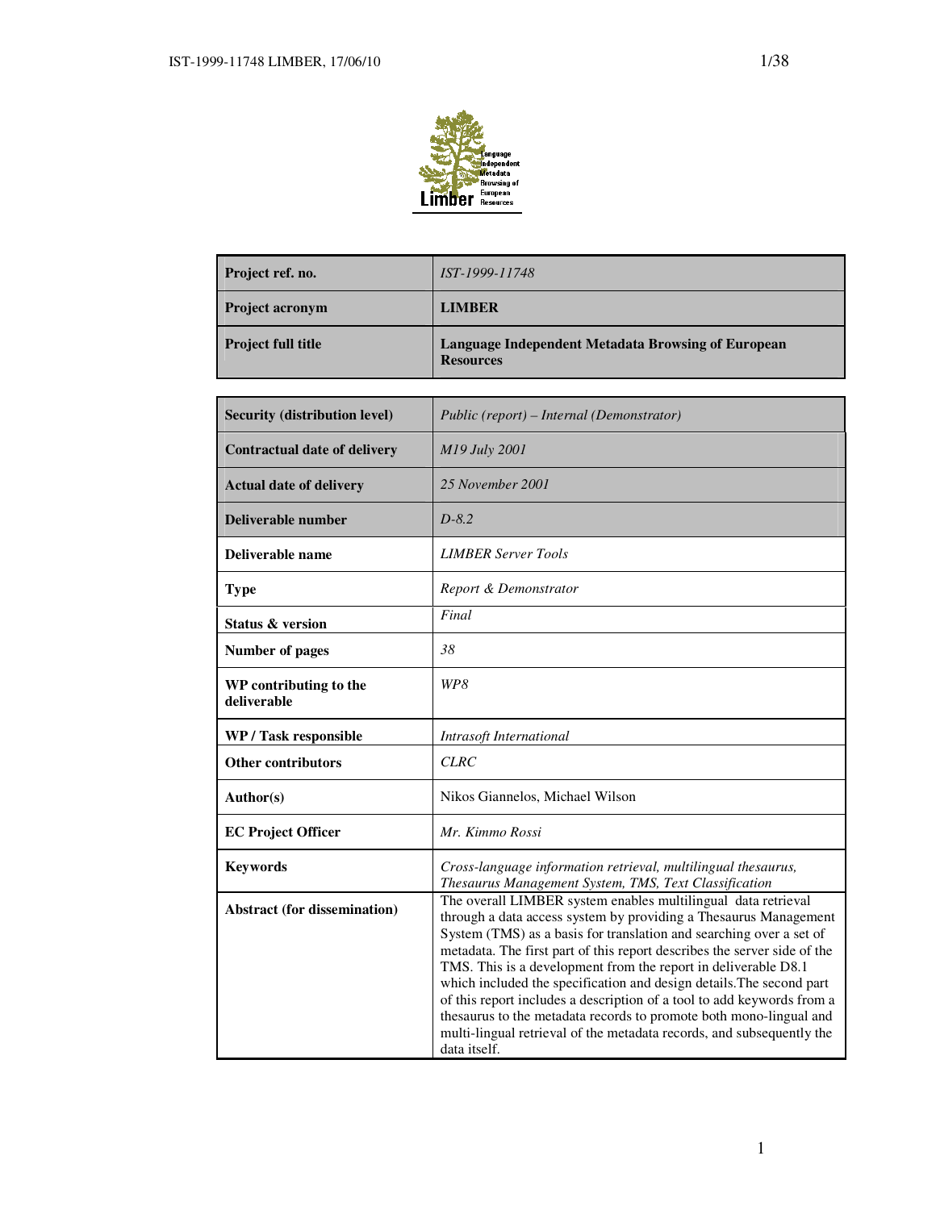| Project ref. no. | *IST-1999-11748* |
|---|---|
| **Project acronym** | **LIMBER** |
| **Project full title** | **Language Independent Metadata Browsing of European Resources** |

| Security (distribution level) | *Public (report) – Internal (Demonstrator)* |
|---|---|
| **Contractual date of delivery** | *M19 July 2001* |
| **Actual date of delivery** | *25 November 2001* |
| **Deliverable number** | *D-8.2* |
| **Deliverable name** | *LIMBER Server Tools* |
| **Type** | *Report & Demonstrator* |
| **Status & version** | *Final* |
| **Number of pages** | *38* |
| **WP contributing to the deliverable** | *WP8* |
| **WP / Task responsible** | *Intrasoft International* |
| **Other contributors** | *CLRC* |
| **Author(s)** | Nikos Giannelos, Michael Wilson |
| **EC Project Officer** | *Mr. Kimmo Rossi* |
| **Keywords** | *Cross-language information retrieval, multilingual thesaurus, Thesaurus Management System, TMS, Text Classification* |
| **Abstract (for dissemination)** | The overall LIMBER system enables multilingual data retrieval through a data access system by providing a Thesaurus Management System (TMS) as a basis for translation and searching over a set of metadata. The first part of this report describes the server side of the TMS. This is a development from the report in deliverable D8.1 which included the specification and design details.The second part of this report includes a description of a tool to add keywords from a thesaurus to the metadata records to promote both mono-lingual and multi-lingual retrieval of the metadata records, and subsequently the data itself. |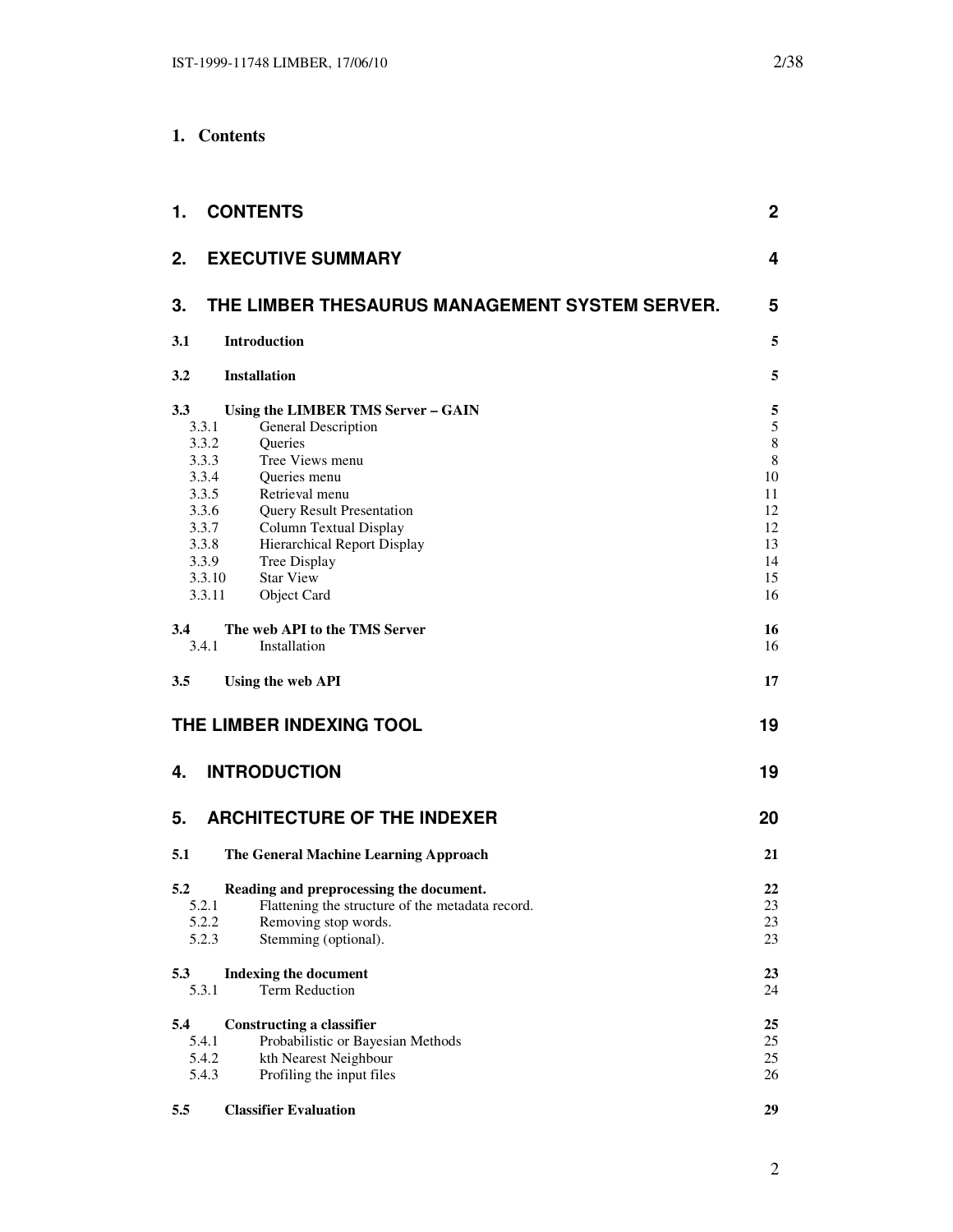# 1. Contents

| | | |
|---|---|---|
| **1.** | **CONTENTS** | **2** |
| **2.** | **EXECUTIVE SUMMARY** | **4** |
| **3.** | **THE LIMBER THESAURUS MANAGEMENT SYSTEM SERVER.** | **5** |
| **3.1** | **Introduction** | **5** |
| **3.2** | **Installation** | **5** |
| **3.3** | **Using the LIMBER TMS Server – GAIN** | **5** |
| 3.3.1 | General Description | 5 |
| 3.3.2 | Queries | 8 |
| 3.3.3 | Tree Views menu | 8 |
| 3.3.4 | Queries menu | 10 |
| 3.3.5 | Retrieval menu | 11 |
| 3.3.6 | Query Result Presentation | 12 |
| 3.3.7 | Column Textual Display | 12 |
| 3.3.8 | Hierarchical Report Display | 13 |
| 3.3.9 | Tree Display | 14 |
| 3.3.10 | Star View | 15 |
| 3.3.11 | Object Card | 16 |
| **3.4** | **The web API to the TMS Server** | **16** |
| 3.4.1 | Installation | 16 |
| **3.5** | **Using the web API** | **17** |
| | **THE LIMBER INDEXING TOOL** | **19** |
| **4.** | **INTRODUCTION** | **19** |
| **5.** | **ARCHITECTURE OF THE INDEXER** | **20** |
| **5.1** | **The General Machine Learning Approach** | **21** |
| **5.2** | **Reading and preprocessing the document.** | **22** |
| 5.2.1 | Flattening the structure of the metadata record. | 23 |
| 5.2.2 | Removing stop words. | 23 |
| 5.2.3 | Stemming (optional). | 23 |
| **5.3** | **Indexing the document** | **23** |
| 5.3.1 | Term Reduction | 24 |
| **5.4** | **Constructing a classifier** | **25** |
| 5.4.1 | Probabilistic or Bayesian Methods | 25 |
| 5.4.2 | kth Nearest Neighbour | 25 |
| 5.4.3 | Profiling the input files | 26 |
| **5.5** | **Classifier Evaluation** | **29** |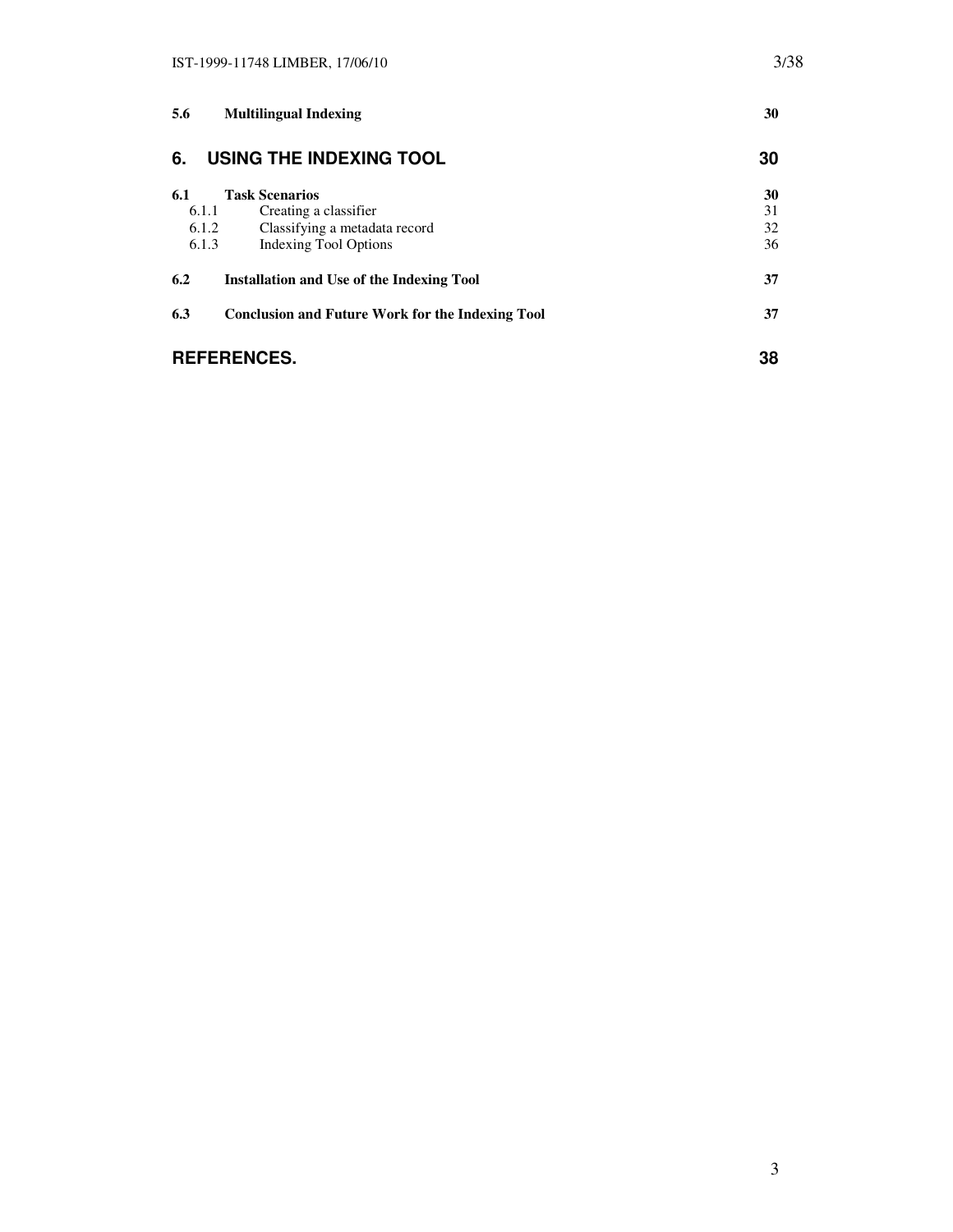| | | |
|---|---|---|
| **5.6** | **Multilingual Indexing** | **30** |
| **6.** | **USING THE INDEXING TOOL** | **30** |
| **6.1** | **Task Scenarios** | **30** |
| 6.1.1 | Creating a classifier | 31 |
| 6.1.2 | Classifying a metadata record | 32 |
| 6.1.3 | Indexing Tool Options | 36 |
| **6.2** | **Installation and Use of the Indexing Tool** | **37** |
| **6.3** | **Conclusion and Future Work for the Indexing Tool** | **37** |
| **REFERENCES.** | | **38** |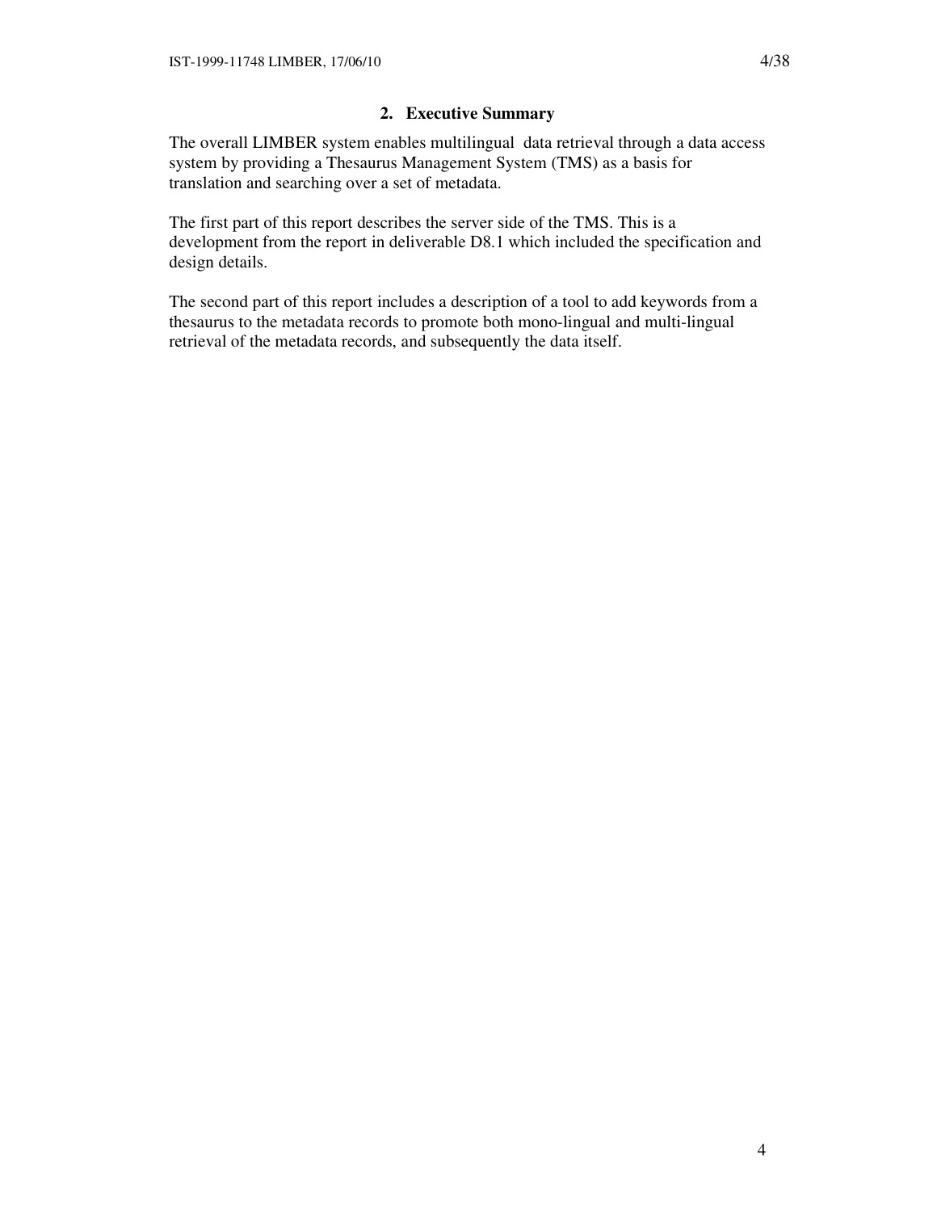## 2. Executive Summary

The overall LIMBER system enables multilingual data retrieval through a data access system by providing a Thesaurus Management System (TMS) as a basis for translation and searching over a set of metadata.

The first part of this report describes the server side of the TMS. This is a development from the report in deliverable D8.1 which included the specification and design details.

The second part of this report includes a description of a tool to add keywords from a thesaurus to the metadata records to promote both mono-lingual and multi-lingual retrieval of the metadata records, and subsequently the data itself.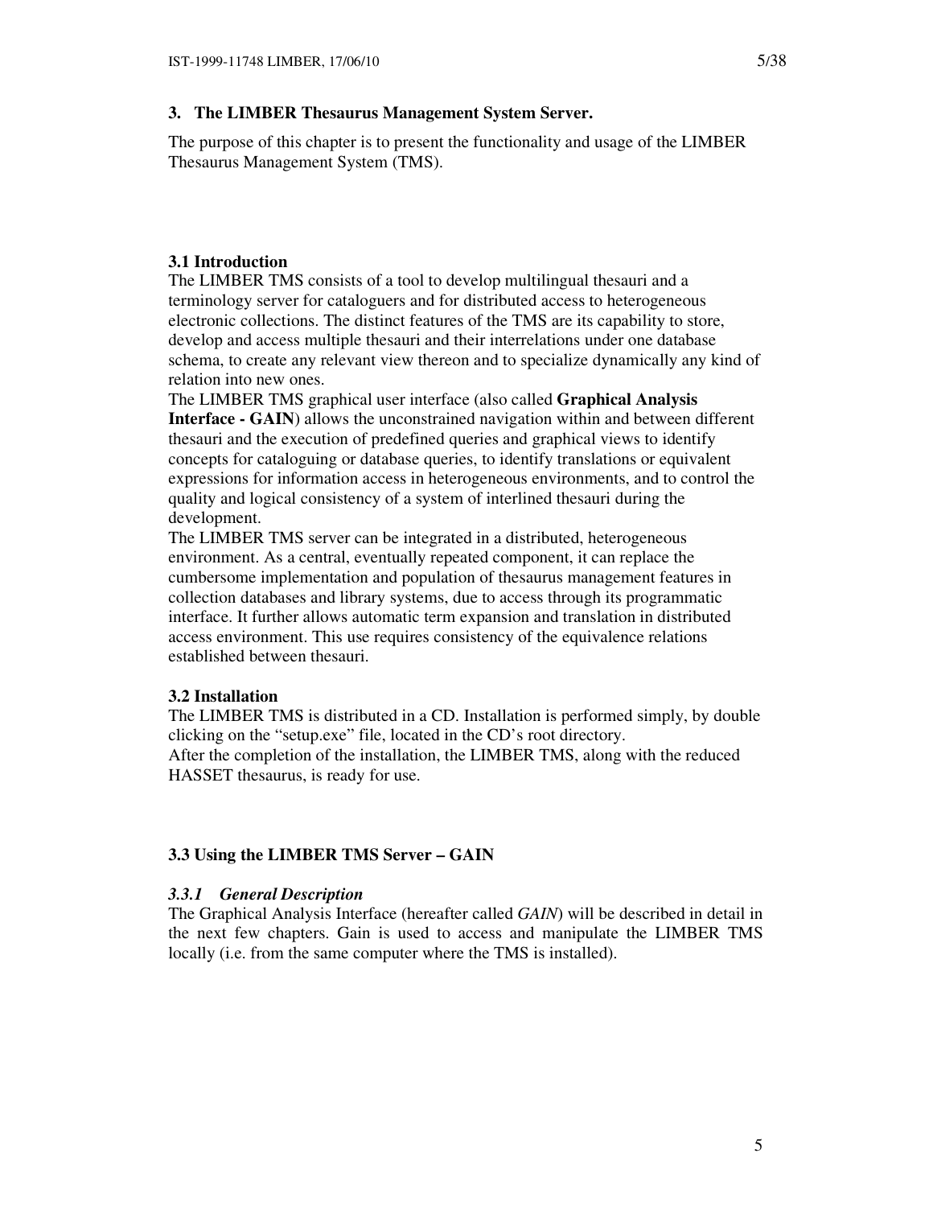# 3. The LIMBER Thesaurus Management System Server.

The purpose of this chapter is to present the functionality and usage of the LIMBER Thesaurus Management System (TMS).

## 3.1 Introduction

The LIMBER TMS consists of a tool to develop multilingual thesauri and a terminology server for cataloguers and for distributed access to heterogeneous electronic collections. The distinct features of the TMS are its capability to store, develop and access multiple thesauri and their interrelations under one database schema, to create any relevant view thereon and to specialize dynamically any kind of relation into new ones.

The LIMBER TMS graphical user interface (also called **Graphical Analysis Interface - GAIN**) allows the unconstrained navigation within and between different thesauri and the execution of predefined queries and graphical views to identify concepts for cataloguing or database queries, to identify translations or equivalent expressions for information access in heterogeneous environments, and to control the quality and logical consistency of a system of interlined thesauri during the development.

The LIMBER TMS server can be integrated in a distributed, heterogeneous environment. As a central, eventually repeated component, it can replace the cumbersome implementation and population of thesaurus management features in collection databases and library systems, due to access through its programmatic interface. It further allows automatic term expansion and translation in distributed access environment. This use requires consistency of the equivalence relations established between thesauri.

## 3.2 Installation

The LIMBER TMS is distributed in a CD. Installation is performed simply, by double clicking on the “setup.exe” file, located in the CD’s root directory.

After the completion of the installation, the LIMBER TMS, along with the reduced HASSET thesaurus, is ready for use.

## 3.3 Using the LIMBER TMS Server – GAIN

### *3.3.1 General Description*

The Graphical Analysis Interface (hereafter called *GAIN*) will be described in detail in the next few chapters. Gain is used to access and manipulate the LIMBER TMS locally (i.e. from the same computer where the TMS is installed).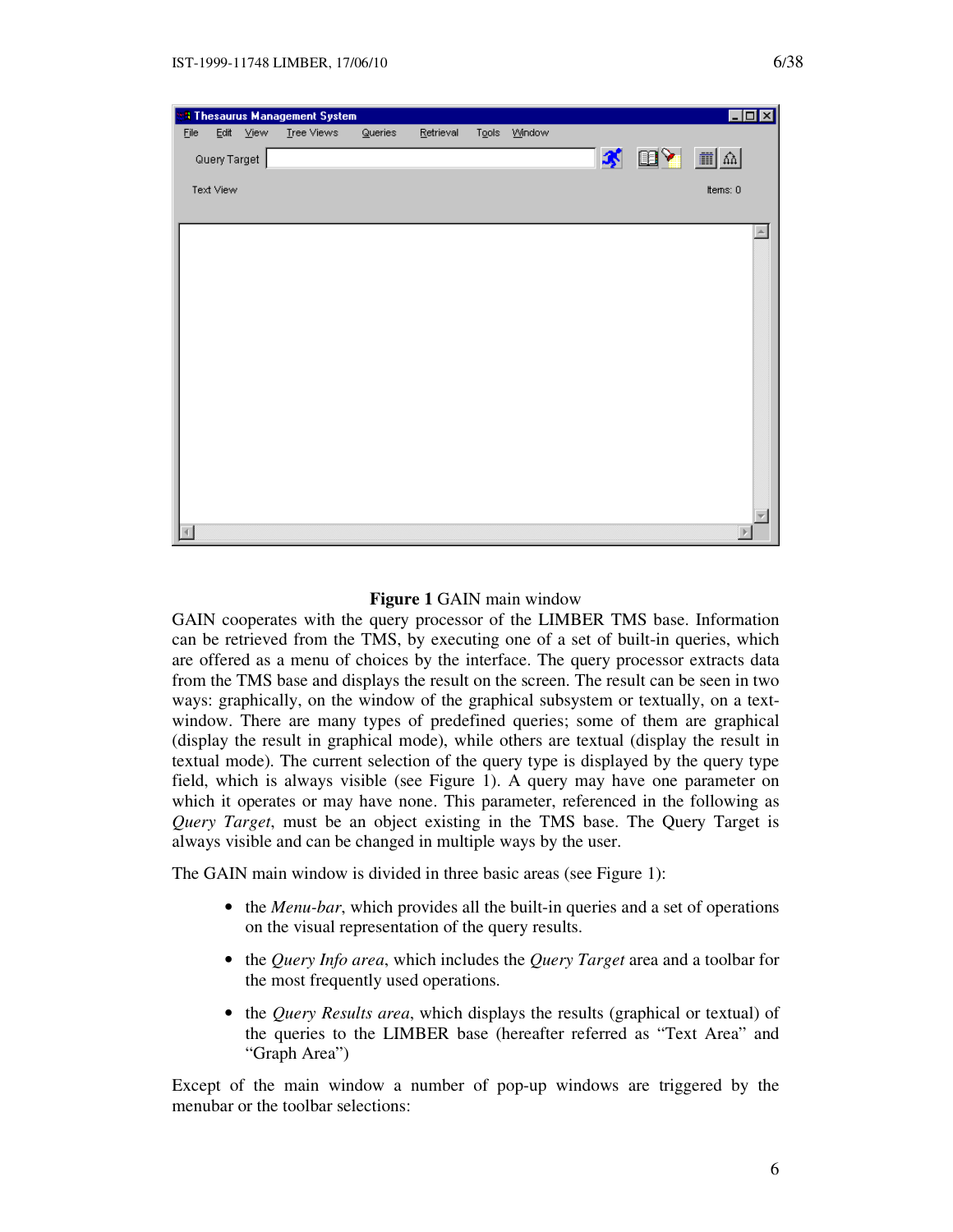**Figure 1** GAIN main window

GAIN cooperates with the query processor of the LIMBER TMS base. Information can be retrieved from the TMS, by executing one of a set of built-in queries, which are offered as a menu of choices by the interface. The query processor extracts data from the TMS base and displays the result on the screen. The result can be seen in two ways: graphically, on the window of the graphical subsystem or textually, on a text-window. There are many types of predefined queries; some of them are graphical (display the result in graphical mode), while others are textual (display the result in textual mode). The current selection of the query type is displayed by the query type field, which is always visible (see Figure 1). A query may have one parameter on which it operates or may have none. This parameter, referenced in the following as *Query Target*, must be an object existing in the TMS base. The Query Target is always visible and can be changed in multiple ways by the user.

The GAIN main window is divided in three basic areas (see Figure 1):

- the *Menu-bar*, which provides all the built-in queries and a set of operations on the visual representation of the query results.
- the *Query Info area*, which includes the *Query Target* area and a toolbar for the most frequently used operations.
- the *Query Results area*, which displays the results (graphical or textual) of the queries to the LIMBER base (hereafter referred as "Text Area" and "Graph Area")

Except of the main window a number of pop-up windows are triggered by the menubar or the toolbar selections: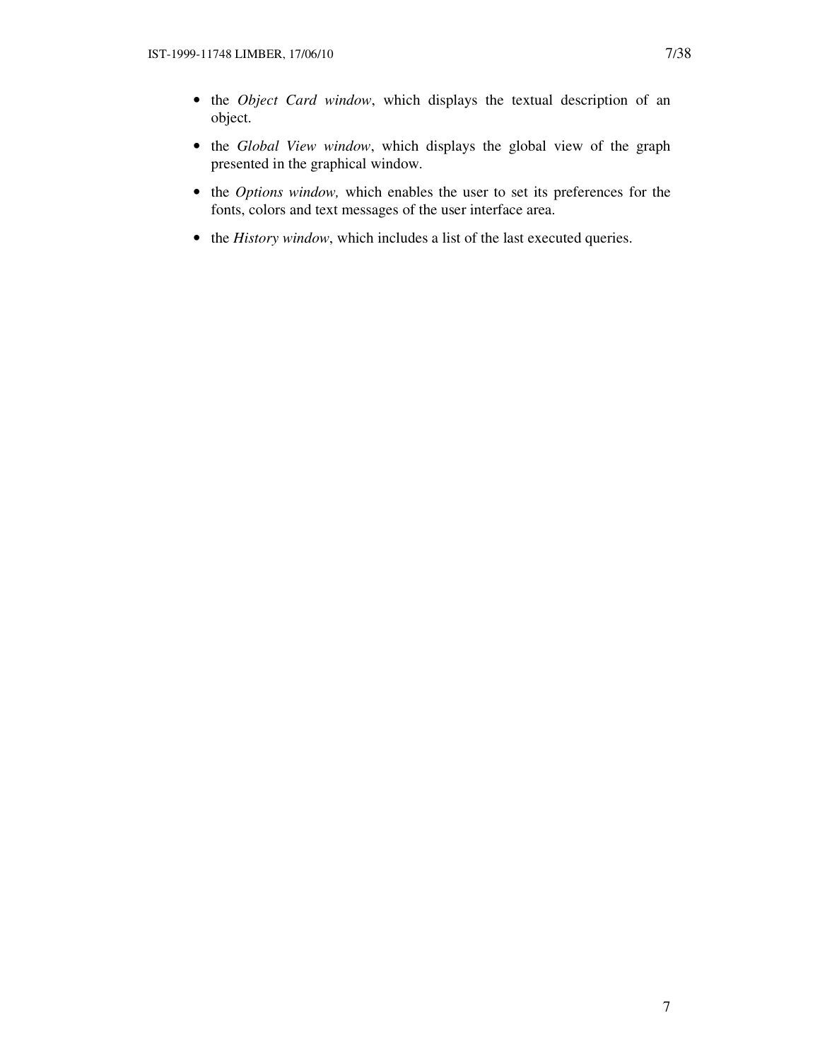- the *Object Card window*, which displays the textual description of an object.
- the *Global View window*, which displays the global view of the graph presented in the graphical window.
- the *Options window,* which enables the user to set its preferences for the fonts, colors and text messages of the user interface area.
- the *History window*, which includes a list of the last executed queries.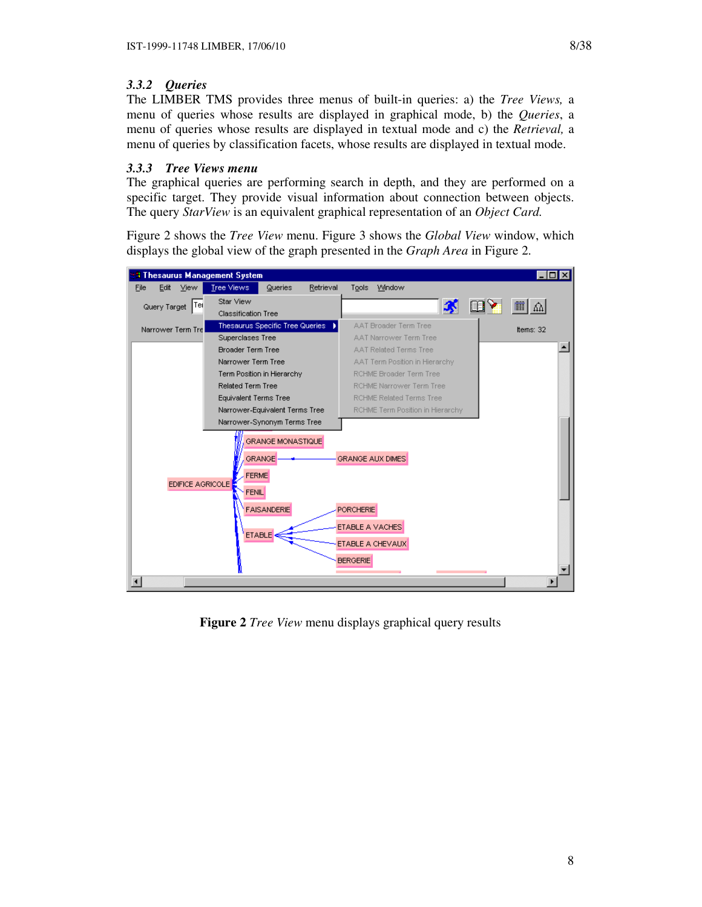### 3.3.2 *Queries*

The LIMBER TMS provides three menus of built-in queries: a) the *Tree Views,* a menu of queries whose results are displayed in graphical mode, b) the *Queries*, a menu of queries whose results are displayed in textual mode and c) the *Retrieval,* a menu of queries by classification facets, whose results are displayed in textual mode.

### 3.3.3 *Tree Views menu*

The graphical queries are performing search in depth, and they are performed on a specific target. They provide visual information about connection between objects. The query *StarView* is an equivalent graphical representation of an *Object Card.*

Figure 2 shows the *Tree View* menu. Figure 3 shows the *Global View* window, which displays the global view of the graph presented in the *Graph Area* in Figure 2.

**Figure 2** *Tree View* menu displays graphical query results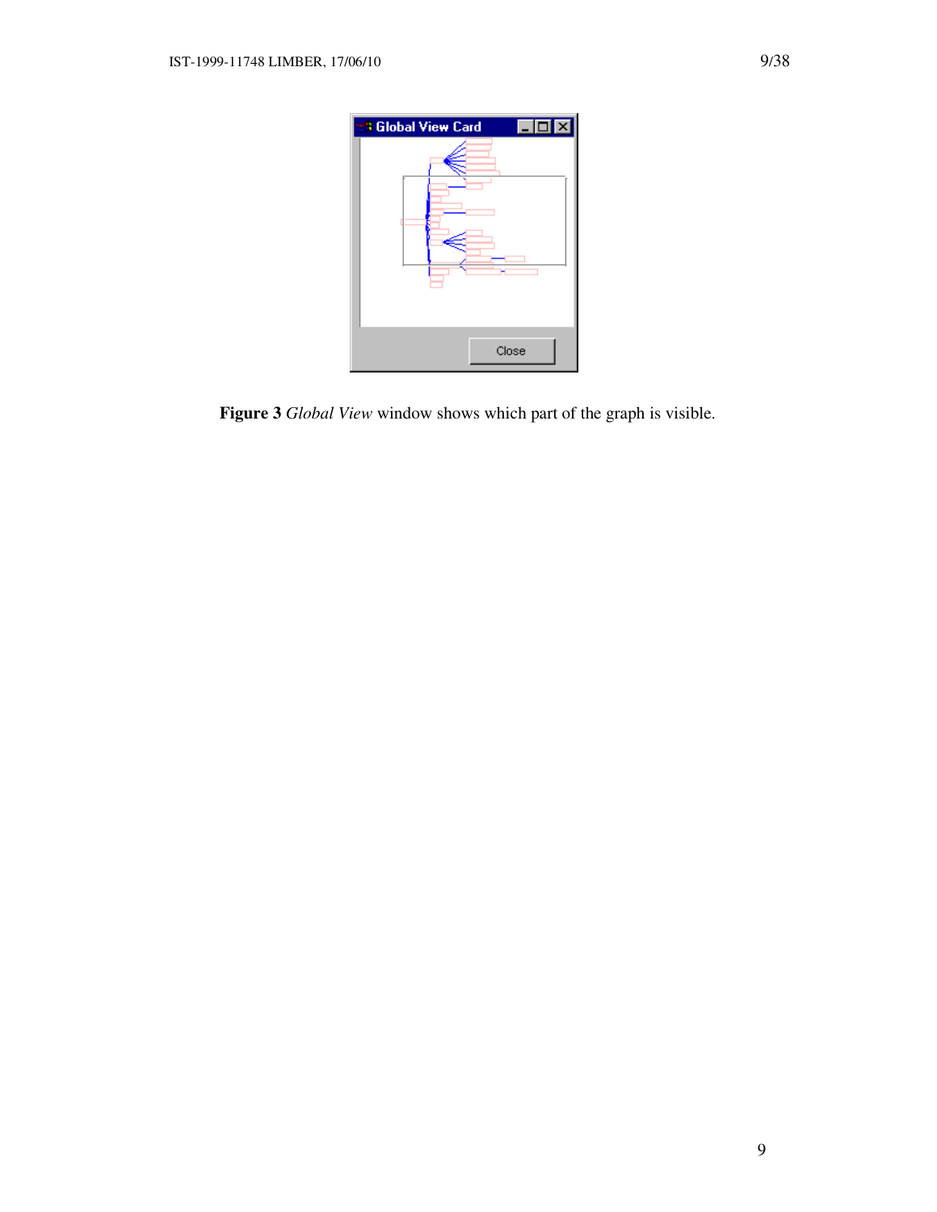**Figure 3** *Global View* window shows which part of the graph is visible.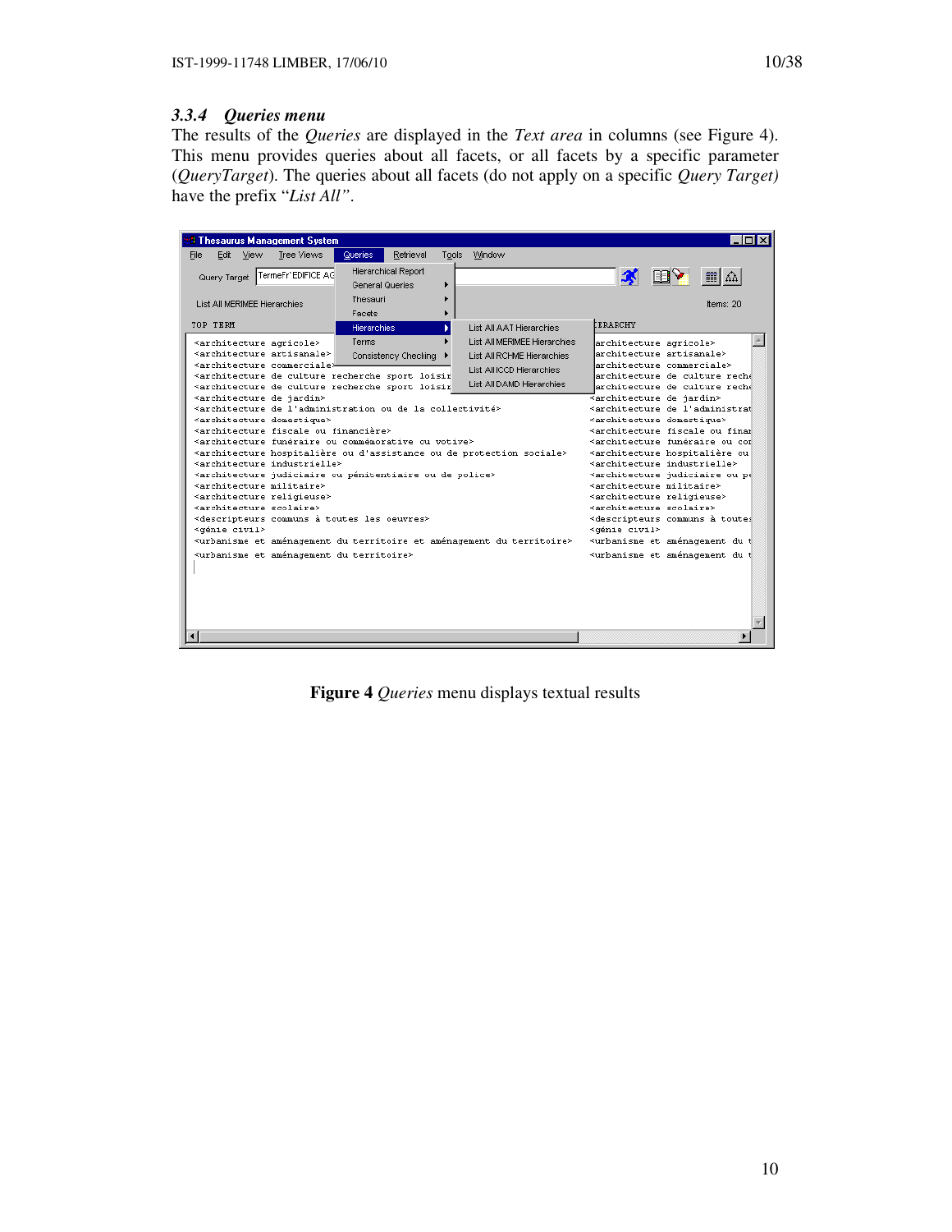### 3.3.4 *Queries menu*

The results of the *Queries* are displayed in the *Text area* in columns (see Figure 4). This menu provides queries about all facets, or all facets by a specific parameter (*QueryTarget*). The queries about all facets (do not apply on a specific *Query Target)* have the prefix "*List All"*.

**Figure 4** *Queries* menu displays textual results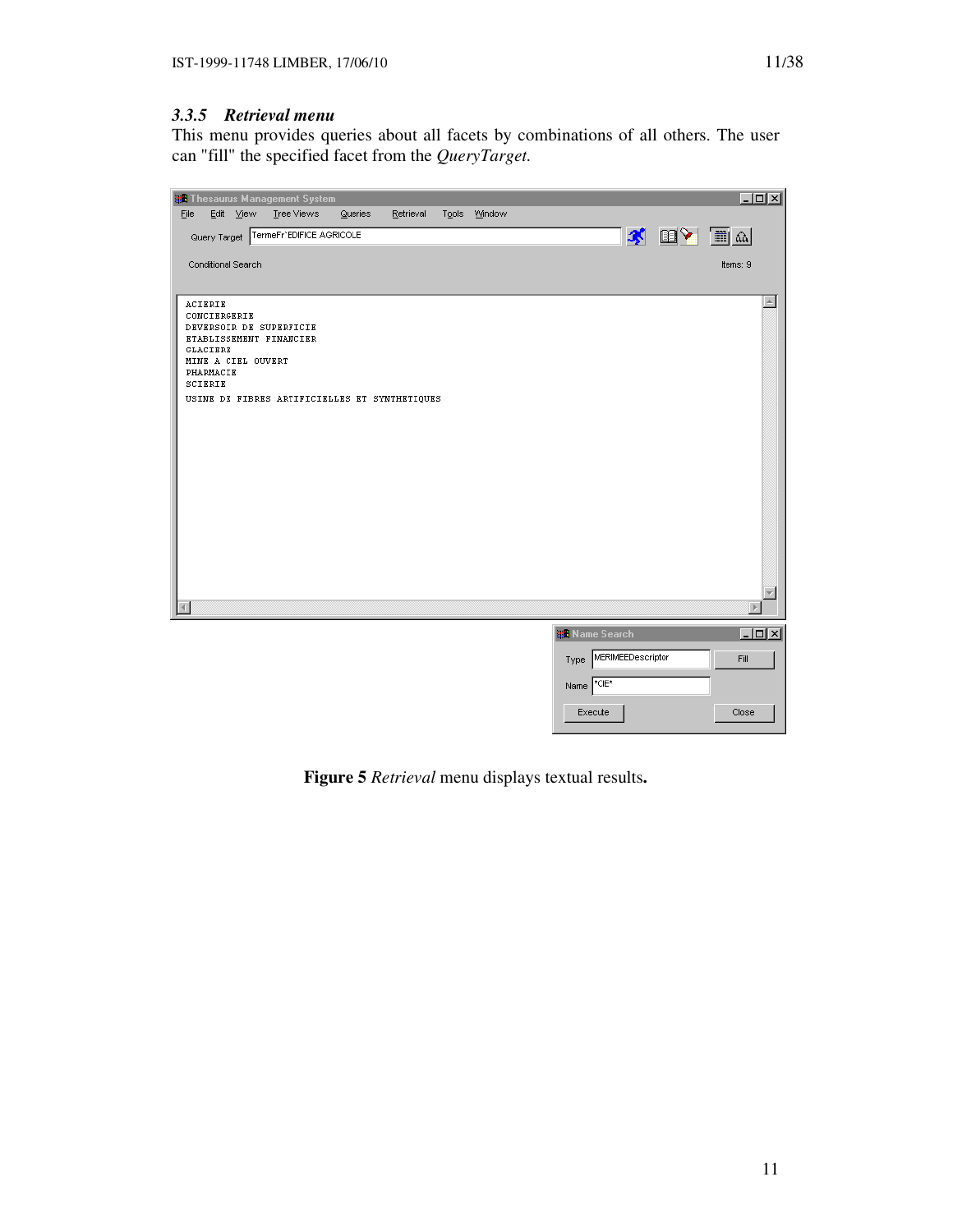### 3.3.5 *Retrieval menu*

This menu provides queries about all facets by combinations of all others. The user can "fill" the specified facet from the *QueryTarget.*

**Figure 5** *Retrieval* menu displays textual results**.**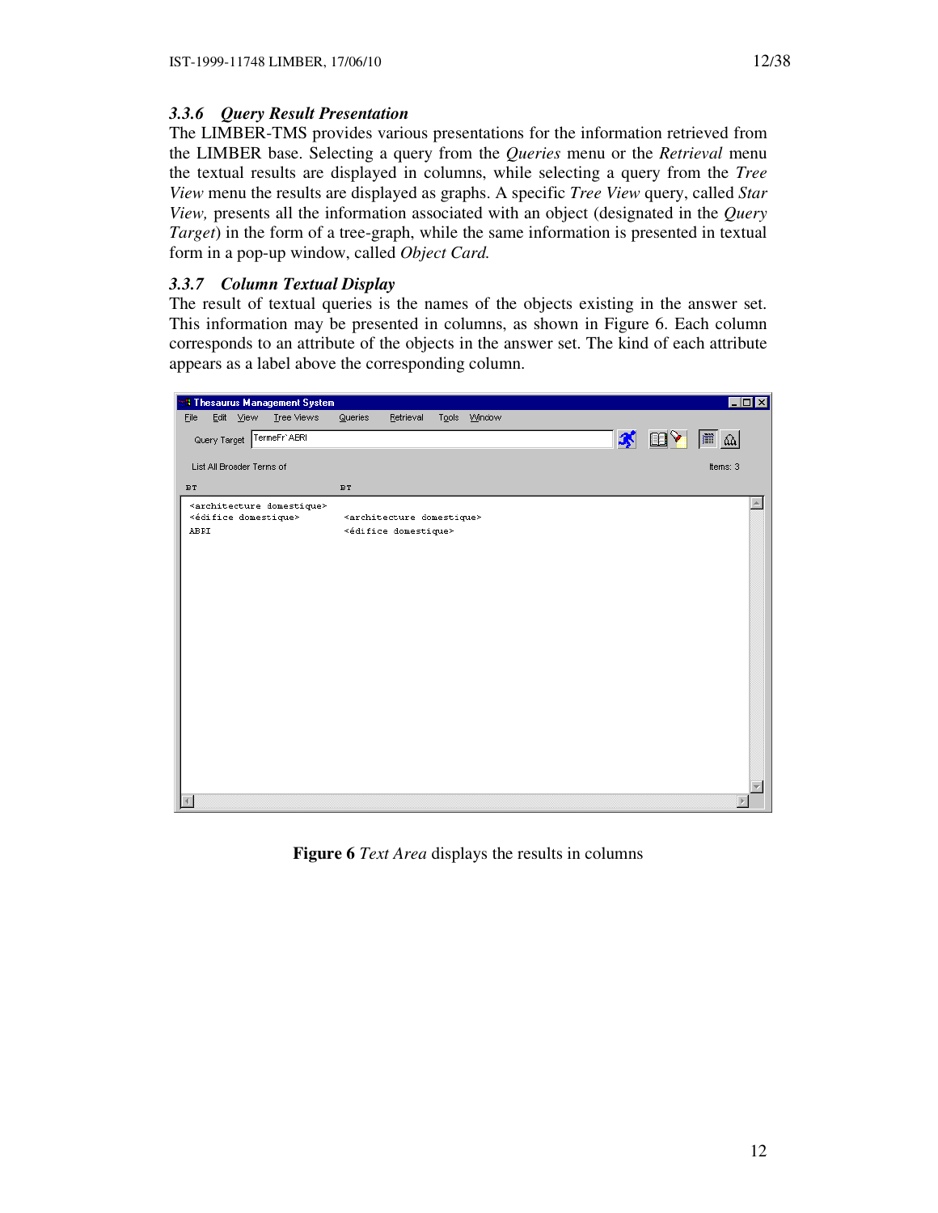### 3.3.6 *Query Result Presentation*

The LIMBER-TMS provides various presentations for the information retrieved from the LIMBER base. Selecting a query from the *Queries* menu or the *Retrieval* menu the textual results are displayed in columns, while selecting a query from the *Tree View* menu the results are displayed as graphs. A specific *Tree View* query, called *Star View,* presents all the information associated with an object (designated in the *Query Target*) in the form of a tree-graph, while the same information is presented in textual form in a pop-up window, called *Object Card.*

### 3.3.7 *Column Textual Display*

The result of textual queries is the names of the objects existing in the answer set. This information may be presented in columns, as shown in Figure 6. Each column corresponds to an attribute of the objects in the answer set. The kind of each attribute appears as a label above the corresponding column.

**Figure 6** *Text Area* displays the results in columns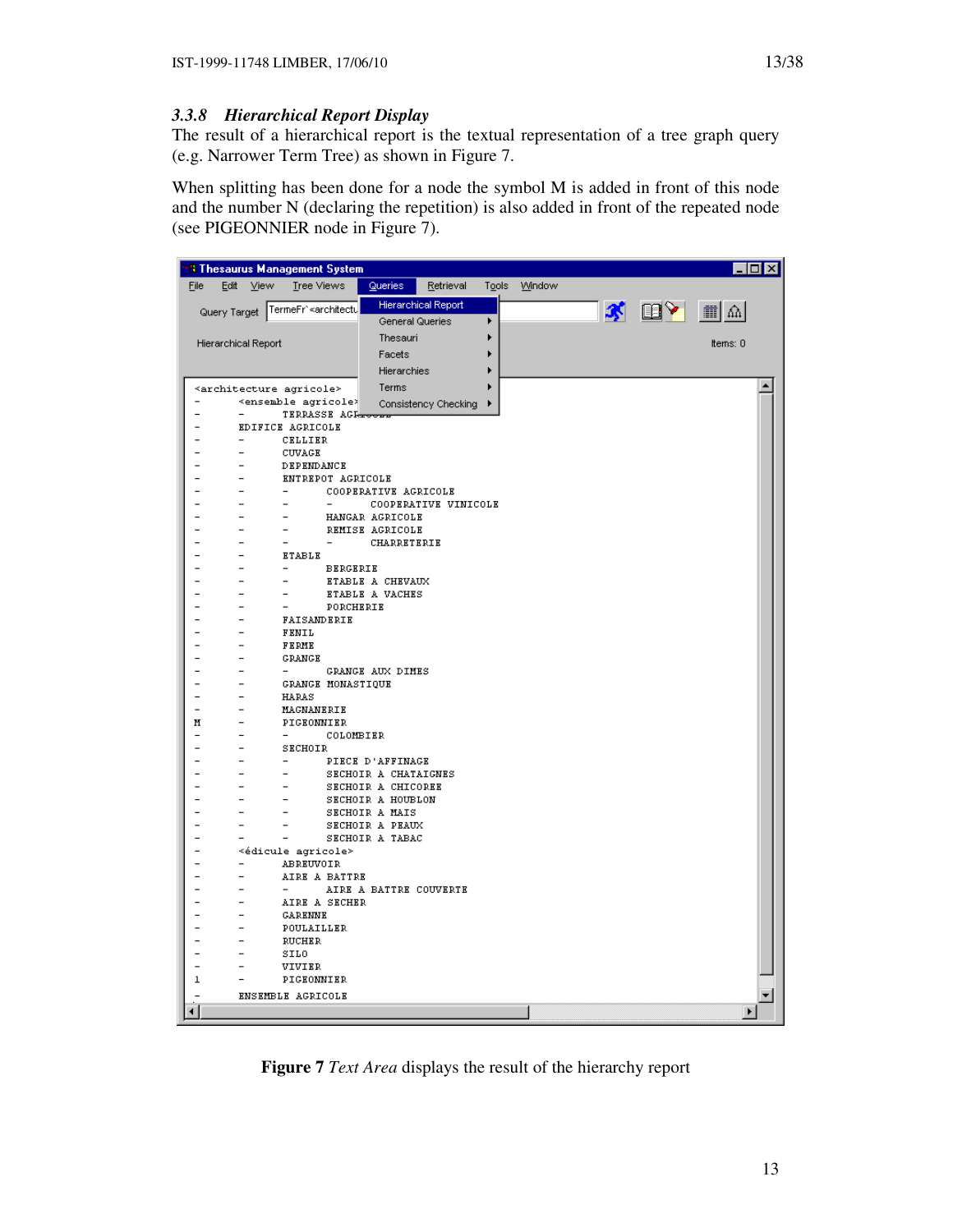### 3.3.8 Hierarchical Report Display

The result of a hierarchical report is the textual representation of a tree graph query (e.g. Narrower Term Tree) as shown in Figure 7.

When splitting has been done for a node the symbol M is added in front of this node and the number N (declaring the repetition) is also added in front of the repeated node (see PIGEONNIER node in Figure 7).

**Figure 7** *Text Area* displays the result of the hierarchy report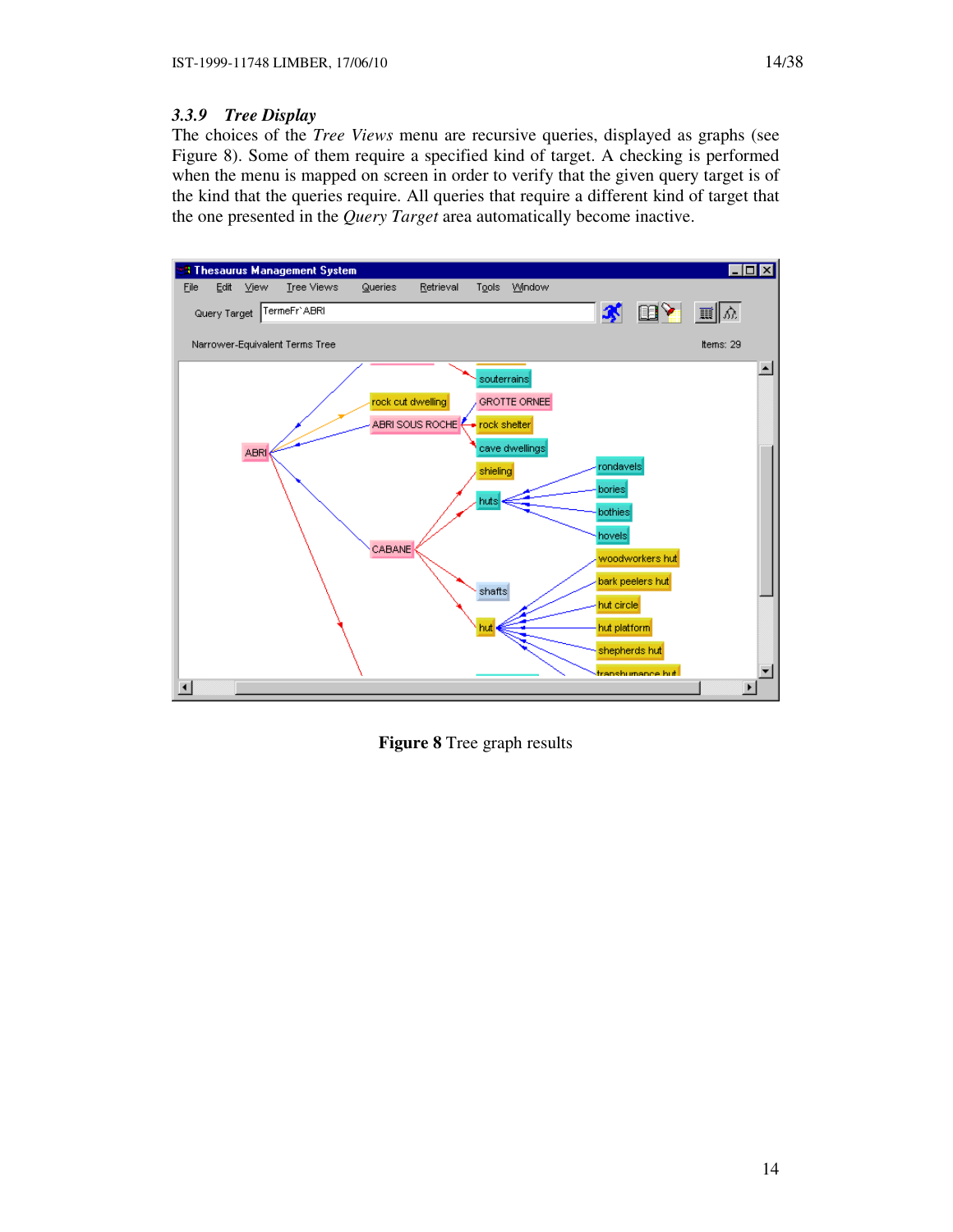### 3.3.9 *Tree Display*

The choices of the *Tree Views* menu are recursive queries, displayed as graphs (see Figure 8). Some of them require a specified kind of target. A checking is performed when the menu is mapped on screen in order to verify that the given query target is of the kind that the queries require. All queries that require a different kind of target that the one presented in the *Query Target* area automatically become inactive.

**Figure 8** Tree graph results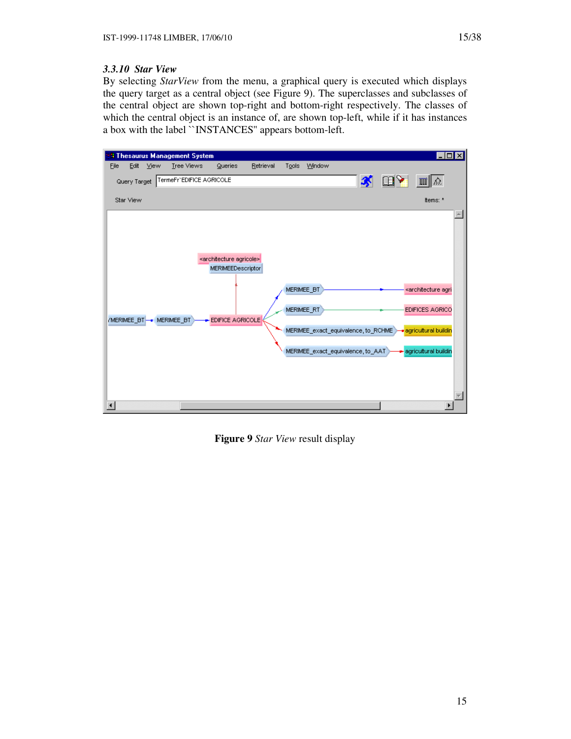### 3.3.10 *Star View*

By selecting *StarView* from the menu, a graphical query is executed which displays the query target as a central object (see Figure 9). The superclasses and subclasses of the central object are shown top-right and bottom-right respectively. The classes of which the central object is an instance of, are shown top-left, while if it has instances a box with the label ``INSTANCES'' appears bottom-left.

**Figure 9** *Star View* result display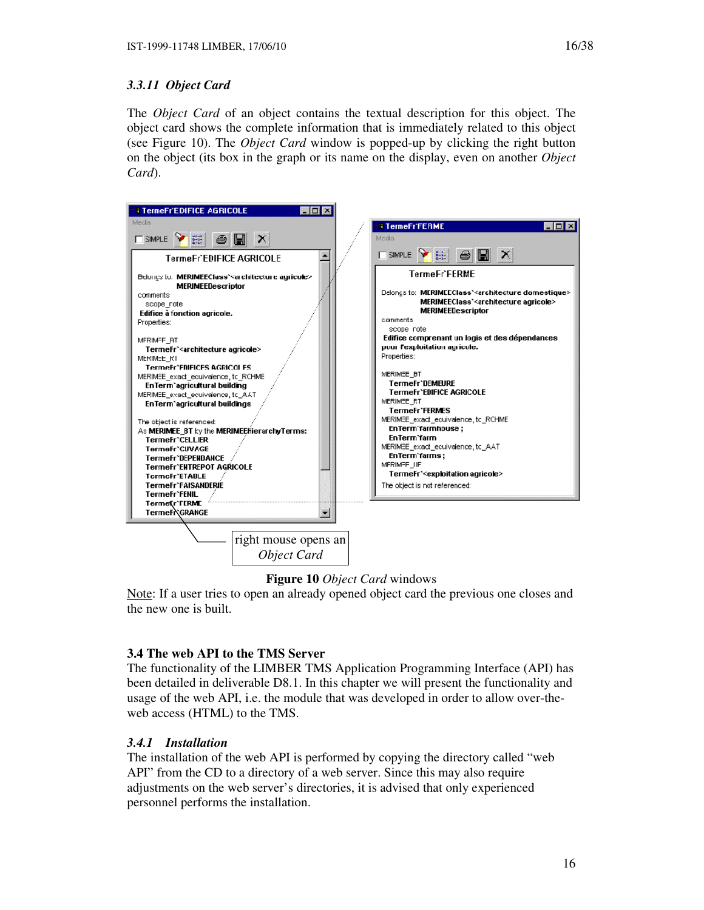### *3.3.11 Object Card*

The *Object Card* of an object contains the textual description for this object. The object card shows the complete information that is immediately related to this object (see Figure 10). The *Object Card* window is popped-up by clicking the right button on the object (its box in the graph or its name on the display, even on another *Object Card*).

right mouse opens an *Object Card*

**Figure 10** *Object Card* windows

Note: If a user tries to open an already opened object card the previous one closes and the new one is built.

### 3.4 The web API to the TMS Server

The functionality of the LIMBER TMS Application Programming Interface (API) has been detailed in deliverable D8.1. In this chapter we will present the functionality and usage of the web API, i.e. the module that was developed in order to allow over-the-web access (HTML) to the TMS.

#### *3.4.1 Installation*

The installation of the web API is performed by copying the directory called "web API" from the CD to a directory of a web server. Since this may also require adjustments on the web server's directories, it is advised that only experienced personnel performs the installation.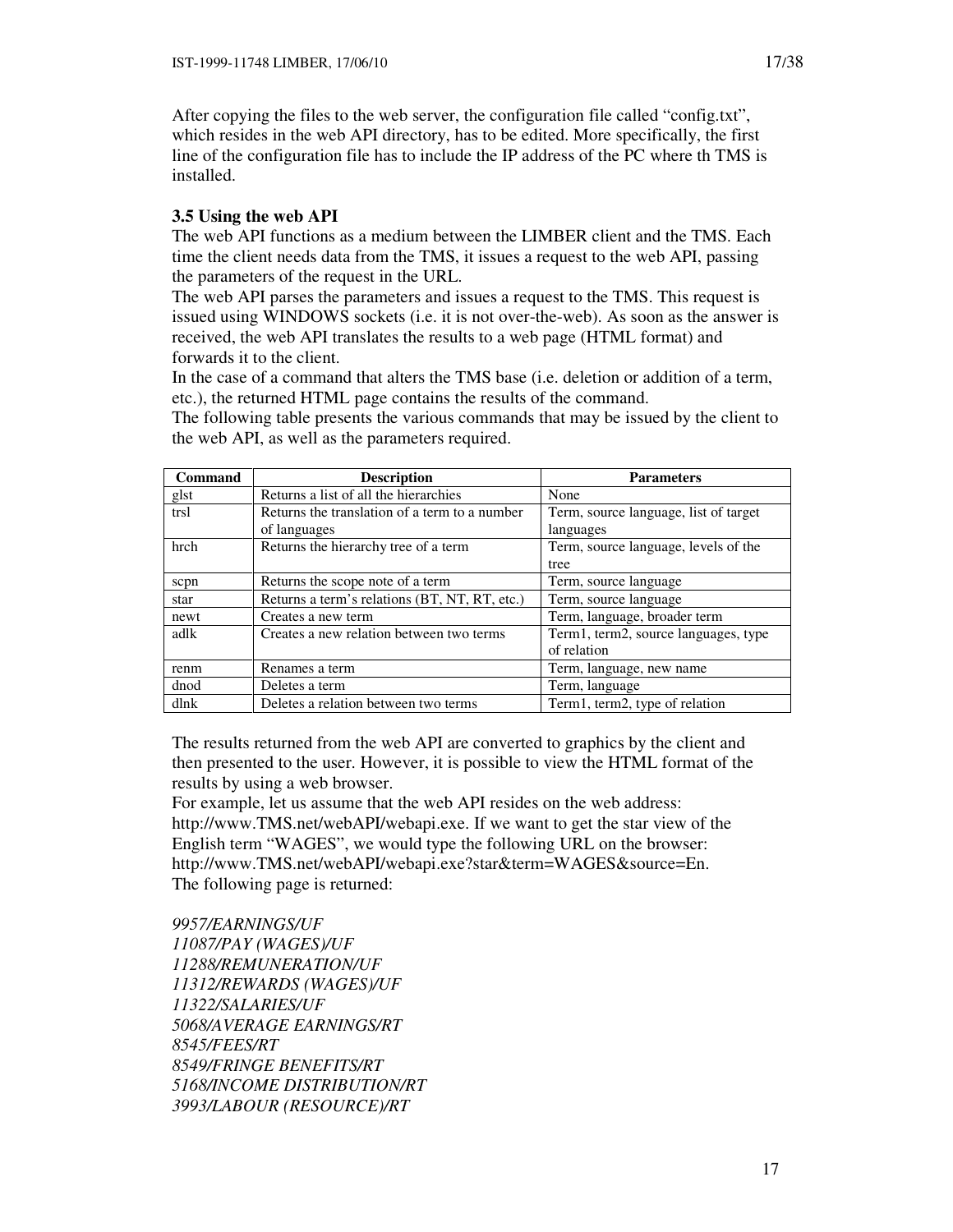After copying the files to the web server, the configuration file called "config.txt", which resides in the web API directory, has to be edited. More specifically, the first line of the configuration file has to include the IP address of the PC where th TMS is installed.

### 3.5 Using the web API

The web API functions as a medium between the LIMBER client and the TMS. Each time the client needs data from the TMS, it issues a request to the web API, passing the parameters of the request in the URL.

The web API parses the parameters and issues a request to the TMS. This request is issued using WINDOWS sockets (i.e. it is not over-the-web). As soon as the answer is received, the web API translates the results to a web page (HTML format) and forwards it to the client.

In the case of a command that alters the TMS base (i.e. deletion or addition of a term, etc.), the returned HTML page contains the results of the command.

The following table presents the various commands that may be issued by the client to the web API, as well as the parameters required.

| Command | Description | Parameters |
|---|---|---|
| glst | Returns a list of all the hierarchies | None |
| trsl | Returns the translation of a term to a number of languages | Term, source language, list of target languages |
| hrch | Returns the hierarchy tree of a term | Term, source language, levels of the tree |
| scpn | Returns the scope note of a term | Term, source language |
| star | Returns a term's relations (BT, NT, RT, etc.) | Term, source language |
| newt | Creates a new term | Term, language, broader term |
| adlk | Creates a new relation between two terms | Term1, term2, source languages, type of relation |
| renm | Renames a term | Term, language, new name |
| dnod | Deletes a term | Term, language |
| dlnk | Deletes a relation between two terms | Term1, term2, type of relation |

The results returned from the web API are converted to graphics by the client and then presented to the user. However, it is possible to view the HTML format of the results by using a web browser.

For example, let us assume that the web API resides on the web address: http://www.TMS.net/webAPI/webapi.exe. If we want to get the star view of the English term "WAGES", we would type the following URL on the browser: http://www.TMS.net/webAPI/webapi.exe?star&term=WAGES&source=En.

The following page is returned:

*9957/EARNINGS/UF*  
*11087/PAY (WAGES)/UF*  
*11288/REMUNERATION/UF*  
*11312/REWARDS (WAGES)/UF*  
*11322/SALARIES/UF*  
*5068/AVERAGE EARNINGS/RT*  
*8545/FEES/RT*  
*8549/FRINGE BENEFITS/RT*  
*5168/INCOME DISTRIBUTION/RT*  
*3993/LABOUR (RESOURCE)/RT*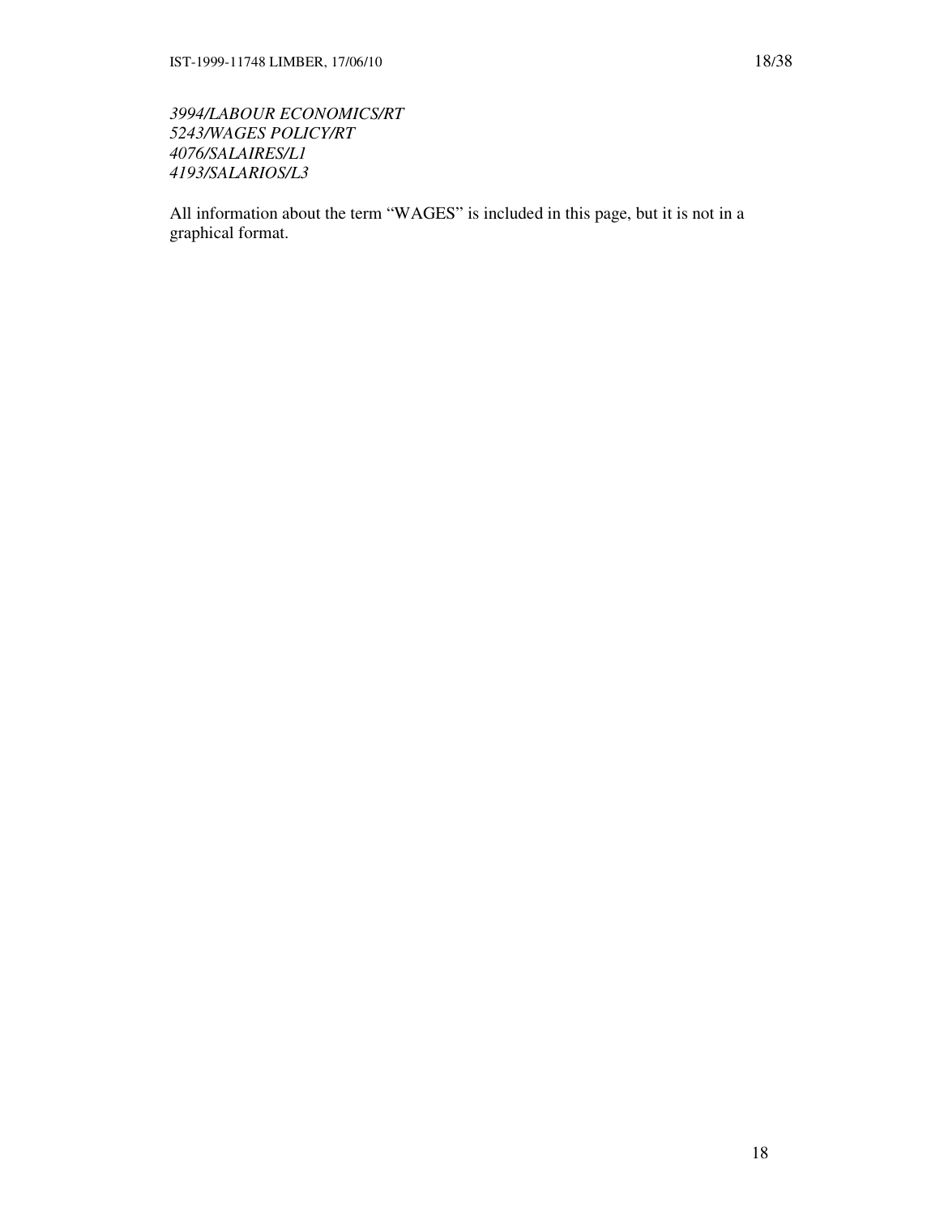*3994/LABOUR ECONOMICS/RT*
*5243/WAGES POLICY/RT*
*4076/SALAIRES/L1*
*4193/SALARIOS/L3*

All information about the term “WAGES” is included in this page, but it is not in a graphical format.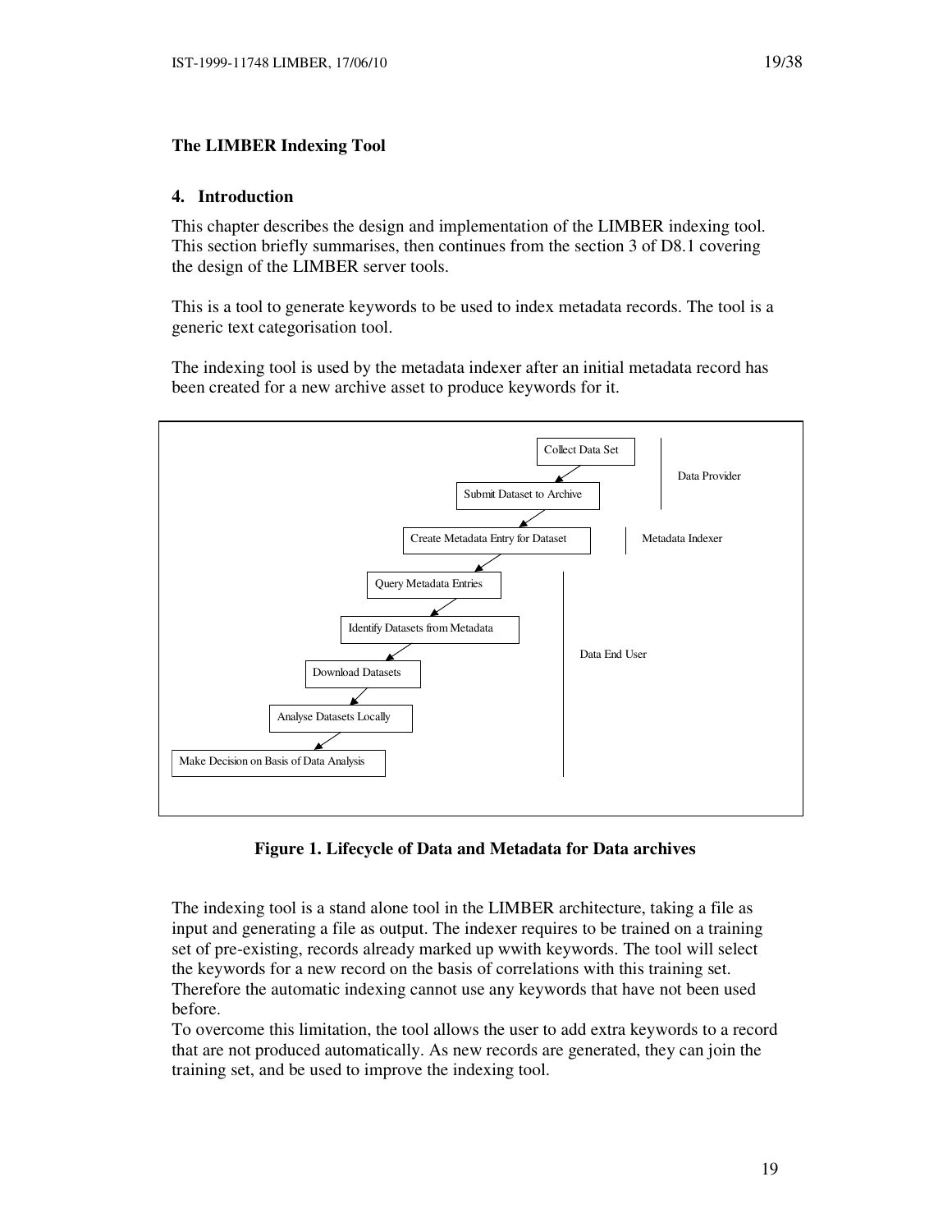## The LIMBER Indexing Tool

### 4. Introduction

This chapter describes the design and implementation of the LIMBER indexing tool. This section briefly summarises, then continues from the section 3 of D8.1 covering the design of the LIMBER server tools.

This is a tool to generate keywords to be used to index metadata records. The tool is a generic text categorisation tool.

The indexing tool is used by the metadata indexer after an initial metadata record has been created for a new archive asset to produce keywords for it.

- Data Provider
  - Collect Data Set
  - Submit Dataset to Archive
- Metadata Indexer
  - Create Metadata Entry for Dataset
- Data End User
  - Query Metadata Entries
  - Identify Datasets from Metadata
  - Download Datasets
  - Analyse Datasets Locally
  - Make Decision on Basis of Data Analysis

**Figure 1. Lifecycle of Data and Metadata for Data archives**

The indexing tool is a stand alone tool in the LIMBER architecture, taking a file as input and generating a file as output. The indexer requires to be trained on a training set of pre-existing, records already marked up wwith keywords. The tool will select the keywords for a new record on the basis of correlations with this training set. Therefore the automatic indexing cannot use any keywords that have not been used before.

To overcome this limitation, the tool allows the user to add extra keywords to a record that are not produced automatically. As new records are generated, they can join the training set, and be used to improve the indexing tool.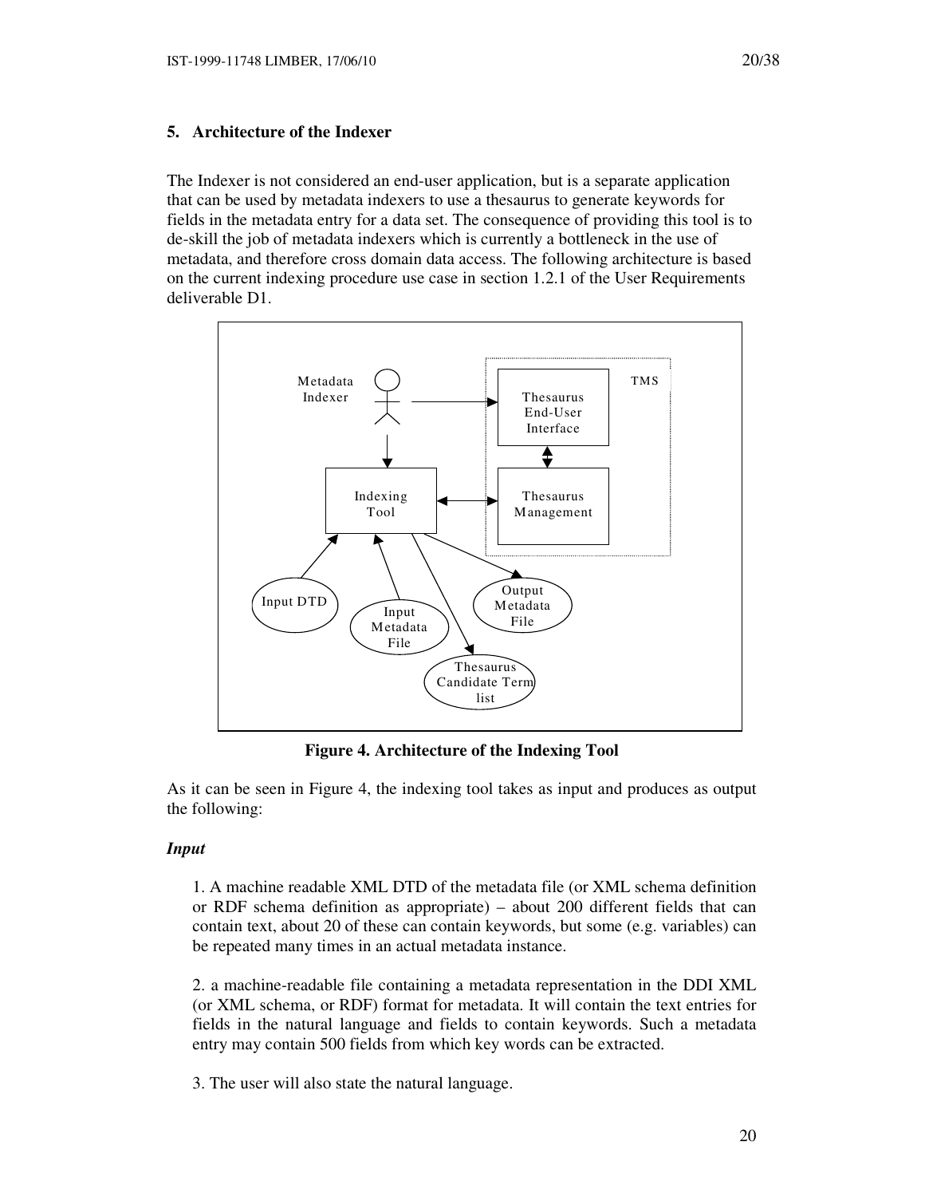## 5. Architecture of the Indexer

The Indexer is not considered an end-user application, but is a separate application that can be used by metadata indexers to use a thesaurus to generate keywords for fields in the metadata entry for a data set. The consequence of providing this tool is to de-skill the job of metadata indexers which is currently a bottleneck in the use of metadata, and therefore cross domain data access. The following architecture is based on the current indexing procedure use case in section 1.2.1 of the User Requirements deliverable D1.

**Figure 4. Architecture of the Indexing Tool**

As it can be seen in Figure 4, the indexing tool takes as input and produces as output the following:

### *Input*

1. A machine readable XML DTD of the metadata file (or XML schema definition or RDF schema definition as appropriate) – about 200 different fields that can contain text, about 20 of these can contain keywords, but some (e.g. variables) can be repeated many times in an actual metadata instance.

2. a machine-readable file containing a metadata representation in the DDI XML (or XML schema, or RDF) format for metadata. It will contain the text entries for fields in the natural language and fields to contain keywords. Such a metadata entry may contain 500 fields from which key words can be extracted.

3. The user will also state the natural language.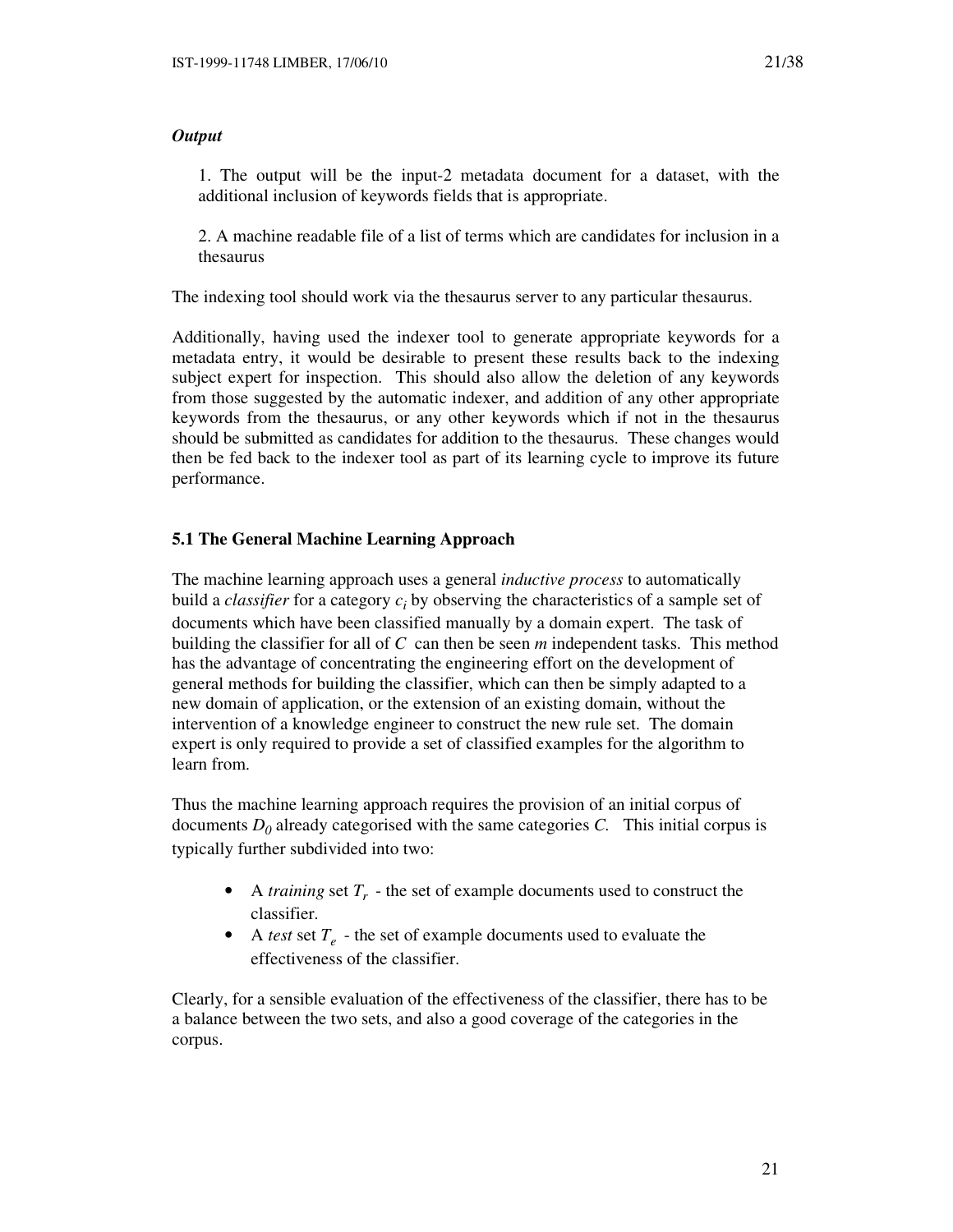***Output***

1. The output will be the input-2 metadata document for a dataset, with the additional inclusion of keywords fields that is appropriate.

2. A machine readable file of a list of terms which are candidates for inclusion in a thesaurus

The indexing tool should work via the thesaurus server to any particular thesaurus.

Additionally, having used the indexer tool to generate appropriate keywords for a metadata entry, it would be desirable to present these results back to the indexing subject expert for inspection. This should also allow the deletion of any keywords from those suggested by the automatic indexer, and addition of any other appropriate keywords from the thesaurus, or any other keywords which if not in the thesaurus should be submitted as candidates for addition to the thesaurus. These changes would then be fed back to the indexer tool as part of its learning cycle to improve its future performance.

### 5.1 The General Machine Learning Approach

The machine learning approach uses a general *inductive process* to automatically build a *classifier* for a category $c_i$ by observing the characteristics of a sample set of documents which have been classified manually by a domain expert. The task of building the classifier for all of $C$ can then be seen $m$ independent tasks. This method has the advantage of concentrating the engineering effort on the development of general methods for building the classifier, which can then be simply adapted to a new domain of application, or the extension of an existing domain, without the intervention of a knowledge engineer to construct the new rule set. The domain expert is only required to provide a set of classified examples for the algorithm to learn from.

Thus the machine learning approach requires the provision of an initial corpus of documents $D_0$ already categorised with the same categories $C$. This initial corpus is typically further subdivided into two:

- A *training* set $T_r$ - the set of example documents used to construct the classifier.
- A *test* set $T_e$ - the set of example documents used to evaluate the effectiveness of the classifier.

Clearly, for a sensible evaluation of the effectiveness of the classifier, there has to be a balance between the two sets, and also a good coverage of the categories in the corpus.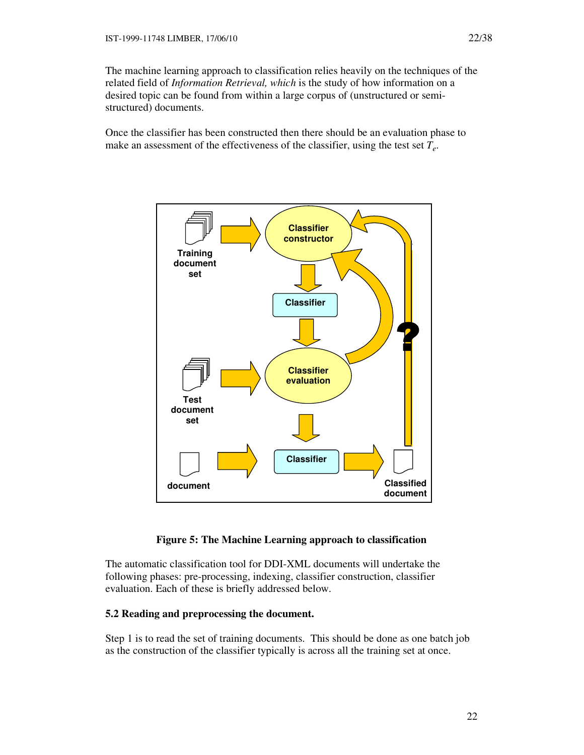The machine learning approach to classification relies heavily on the techniques of the related field of *Information Retrieval, which* is the study of how information on a desired topic can be found from within a large corpus of (unstructured or semi-structured) documents.

Once the classifier has been constructed then there should be an evaluation phase to make an assessment of the effectiveness of the classifier, using the test set $T_e$.

**Figure 5: The Machine Learning approach to classification**

The automatic classification tool for DDI-XML documents will undertake the following phases: pre-processing, indexing, classifier construction, classifier evaluation. Each of these is briefly addressed below.

### 5.2 Reading and preprocessing the document.

Step 1 is to read the set of training documents. This should be done as one batch job as the construction of the classifier typically is across all the training set at once.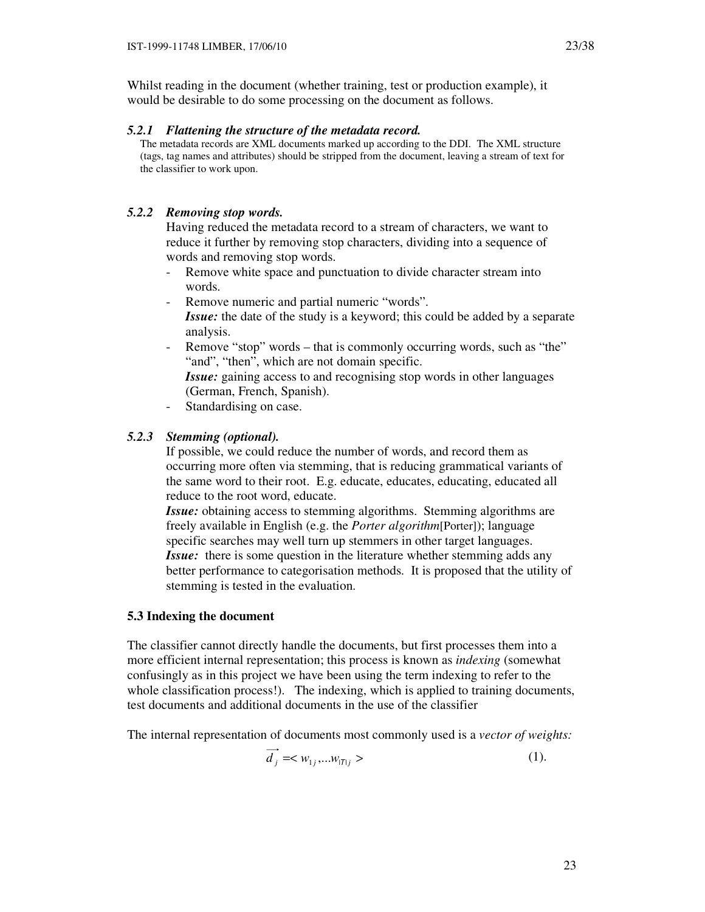Whilst reading in the document (whether training, test or production example), it would be desirable to do some processing on the document as follows.

#### *5.2.1 Flattening the structure of the metadata record.*

The metadata records are XML documents marked up according to the DDI. The XML structure (tags, tag names and attributes) should be stripped from the document, leaving a stream of text for the classifier to work upon.

#### *5.2.2 Removing stop words.*

Having reduced the metadata record to a stream of characters, we want to reduce it further by removing stop characters, dividing into a sequence of words and removing stop words.

- Remove white space and punctuation to divide character stream into words.
- Remove numeric and partial numeric "words".  
  ***Issue:*** the date of the study is a keyword; this could be added by a separate analysis.
- Remove "stop" words – that is commonly occurring words, such as "the" "and", "then", which are not domain specific.  
  ***Issue:*** gaining access to and recognising stop words in other languages (German, French, Spanish).
- Standardising on case.

#### *5.2.3 Stemming (optional).*

If possible, we could reduce the number of words, and record them as occurring more often via stemming, that is reducing grammatical variants of the same word to their root. E.g. educate, educates, educating, educated all reduce to the root word, educate.

***Issue:*** obtaining access to stemming algorithms. Stemming algorithms are freely available in English (e.g. the *Porter algorithm*[Porter]); language specific searches may well turn up stemmers in other target languages.

***Issue:*** there is some question in the literature whether stemming adds any better performance to categorisation methods. It is proposed that the utility of stemming is tested in the evaluation.

### 5.3 Indexing the document

The classifier cannot directly handle the documents, but first processes them into a more efficient internal representation; this process is known as *indexing* (somewhat confusingly as in this project we have been using the term indexing to refer to the whole classification process!). The indexing, which is applied to training documents, test documents and additional documents in the use of the classifier

The internal representation of documents most commonly used is a *vector of weights:*

$$\vec{d_j} = < w_{1j}, \ldots w_{|T|j} > \qquad (1).$$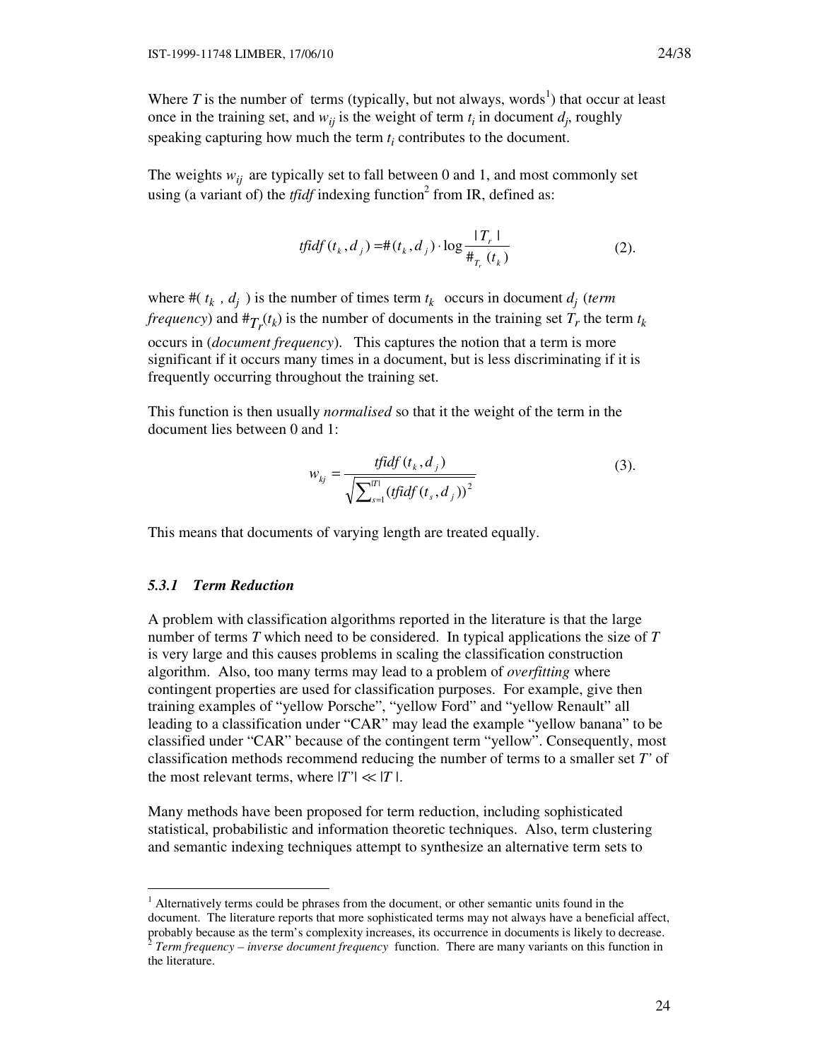Where $T$ is the number of terms (typically, but not always, words[1]) that occur at least once in the training set, and $w_{ij}$ is the weight of term $t_i$ in document $d_j$, roughly speaking capturing how much the term $t_i$ contributes to the document.

The weights $w_{ij}$ are typically set to fall between 0 and 1, and most commonly set using (a variant of) the *tfidf* indexing function[2] from IR, defined as:

$$tfidf(t_k, d_j) = \#(t_k, d_j) \cdot \log \frac{|T_r|}{\#_{T_r}(t_k)} \tag{2}$$

where $\#(t_k, d_j)$ is the number of times term $t_k$ occurs in document $d_j$ (*term frequency*) and $\#_{T_r}(t_k)$ is the number of documents in the training set $T_r$ the term $t_k$ occurs in (*document frequency*). This captures the notion that a term is more significant if it occurs many times in a document, but is less discriminating if it is frequently occurring throughout the training set.

This function is then usually *normalised* so that it the weight of the term in the document lies between 0 and 1:

$$w_{kj} = \frac{tfidf(t_k, d_j)}{\sqrt{\sum_{s=1}^{|T|} (tfidf(t_s, d_j))^2}} \tag{3}$$

This means that documents of varying length are treated equally.

### *5.3.1 Term Reduction*

A problem with classification algorithms reported in the literature is that the large number of terms $T$ which need to be considered. In typical applications the size of $T$ is very large and this causes problems in scaling the classification construction algorithm. Also, too many terms may lead to a problem of *overfitting* where contingent properties are used for classification purposes. For example, give then training examples of "yellow Porsche", "yellow Ford" and "yellow Renault" all leading to a classification under "CAR" may lead the example "yellow banana" to be classified under "CAR" because of the contingent term "yellow". Consequently, most classification methods recommend reducing the number of terms to a smaller set $T'$ of the most relevant terms, where $|T'| \ll |T|$.

Many methods have been proposed for term reduction, including sophisticated statistical, probabilistic and information theoretic techniques. Also, term clustering and semantic indexing techniques attempt to synthesize an alternative term sets to

---

[1] Alternatively terms could be phrases from the document, or other semantic units found in the document. The literature reports that more sophisticated terms may not always have a beneficial affect, probably because as the term's complexity increases, its occurrence in documents is likely to decrease.

[2] *Term frequency – inverse document frequency* function. There are many variants on this function in the literature.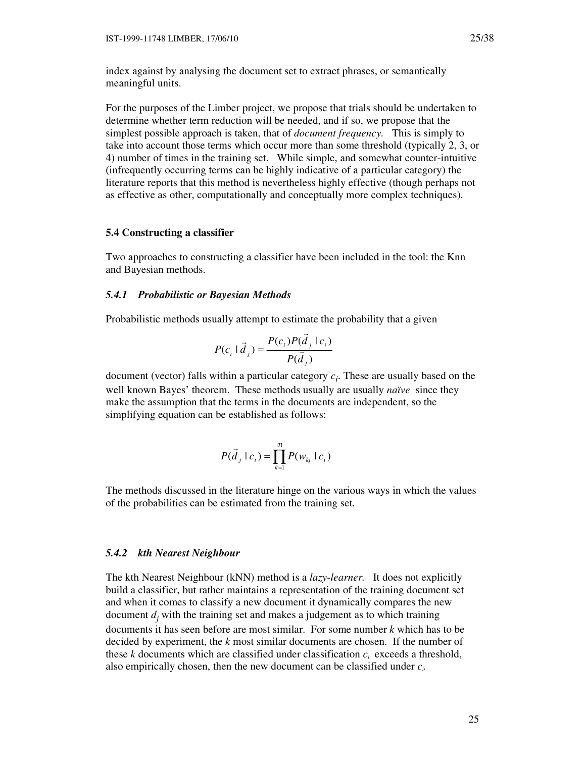index against by analysing the document set to extract phrases, or semantically meaningful units.

For the purposes of the Limber project, we propose that trials should be undertaken to determine whether term reduction will be needed, and if so, we propose that the simplest possible approach is taken, that of *document frequency*. This is simply to take into account those terms which occur more than some threshold (typically 2, 3, or 4) number of times in the training set. While simple, and somewhat counter-intuitive (infrequently occurring terms can be highly indicative of a particular category) the literature reports that this method is nevertheless highly effective (though perhaps not as effective as other, computationally and conceptually more complex techniques).

### 5.4 Constructing a classifier

Two approaches to constructing a classifier have been included in the tool: the Knn and Bayesian methods.

#### *5.4.1 Probabilistic or Bayesian Methods*

Probabilistic methods usually attempt to estimate the probability that a given

$$P(c_i \mid \vec{d}_j) = \frac{P(c_i)P(\vec{d}_j \mid c_i)}{P(\vec{d}_j)}$$

document (vector) falls within a particular category $c_i$. These are usually based on the well known Bayes' theorem. These methods usually are usually *naïve* since they make the assumption that the terms in the documents are independent, so the simplifying equation can be established as follows:

$$P(\vec{d}_j \mid c_i) = \prod_{k=1}^{|T|} P(w_{kj} \mid c_i)$$

The methods discussed in the literature hinge on the various ways in which the values of the probabilities can be estimated from the training set.

#### *5.4.2 kth Nearest Neighbour*

The kth Nearest Neighbour (kNN) method is a *lazy-learner*. It does not explicitly build a classifier, but rather maintains a representation of the training document set and when it comes to classify a new document it dynamically compares the new document $d_j$ with the training set and makes a judgement as to which training documents it has seen before are most similar. For some number $k$ which has to be decided by experiment, the $k$ most similar documents are chosen. If the number of these $k$ documents which are classified under classification $c_i$ exceeds a threshold, also empirically chosen, then the new document can be classified under $c_i$.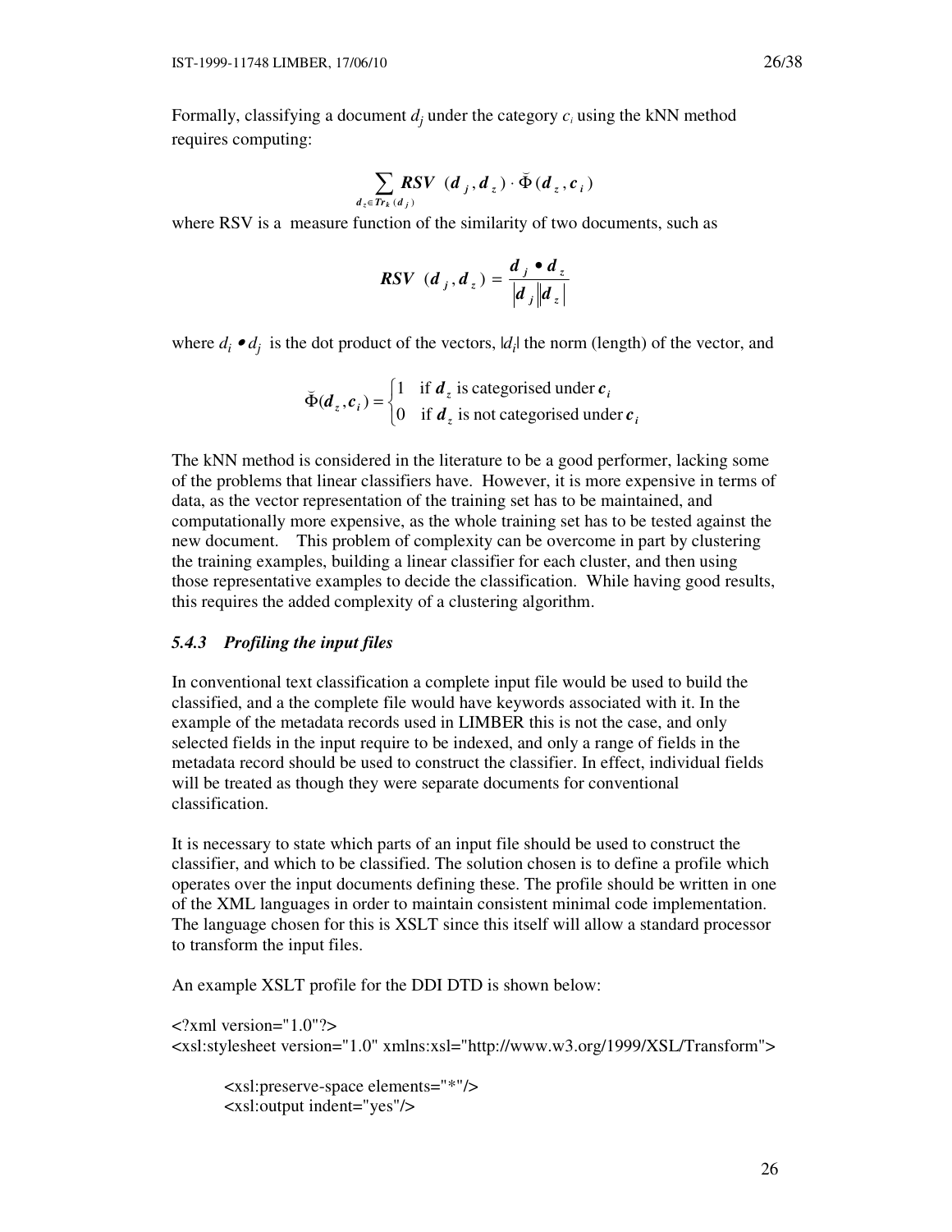Formally, classifying a document $d_j$ under the category $c_i$ using the kNN method requires computing:

$$\sum_{d_z \in Tr_k(d_j)} RSV(d_j, d_z) \cdot \breve{\Phi}(d_z, c_i)$$

where RSV is a measure function of the similarity of two documents, such as

$$RSV(d_j, d_z) = \frac{d_j \bullet d_z}{|d_j||d_z|}$$

where $d_i \bullet d_j$ is the dot product of the vectors, $|d_i|$ the norm (length) of the vector, and

$$\breve{\Phi}(d_z, c_i) = \begin{cases} 1 & \text{if } d_z \text{ is categorised under } c_i \\ 0 & \text{if } d_z \text{ is not categorised under } c_i \end{cases}$$

The kNN method is considered in the literature to be a good performer, lacking some of the problems that linear classifiers have. However, it is more expensive in terms of data, as the vector representation of the training set has to be maintained, and computationally more expensive, as the whole training set has to be tested against the new document. This problem of complexity can be overcome in part by clustering the training examples, building a linear classifier for each cluster, and then using those representative examples to decide the classification. While having good results, this requires the added complexity of a clustering algorithm.

### *5.4.3 Profiling the input files*

In conventional text classification a complete input file would be used to build the classified, and a the complete file would have keywords associated with it. In the example of the metadata records used in LIMBER this is not the case, and only selected fields in the input require to be indexed, and only a range of fields in the metadata record should be used to construct the classifier. In effect, individual fields will be treated as though they were separate documents for conventional classification.

It is necessary to state which parts of an input file should be used to construct the classifier, and which to be classified. The solution chosen is to define a profile which operates over the input documents defining these. The profile should be written in one of the XML languages in order to maintain consistent minimal code implementation. The language chosen for this is XSLT since this itself will allow a standard processor to transform the input files.

An example XSLT profile for the DDI DTD is shown below:

```
<?xml version="1.0"?>
<xsl:stylesheet version="1.0" xmlns:xsl="http://www.w3.org/1999/XSL/Transform">

        <xsl:preserve-space elements="*"/>
        <xsl:output indent="yes"/>
```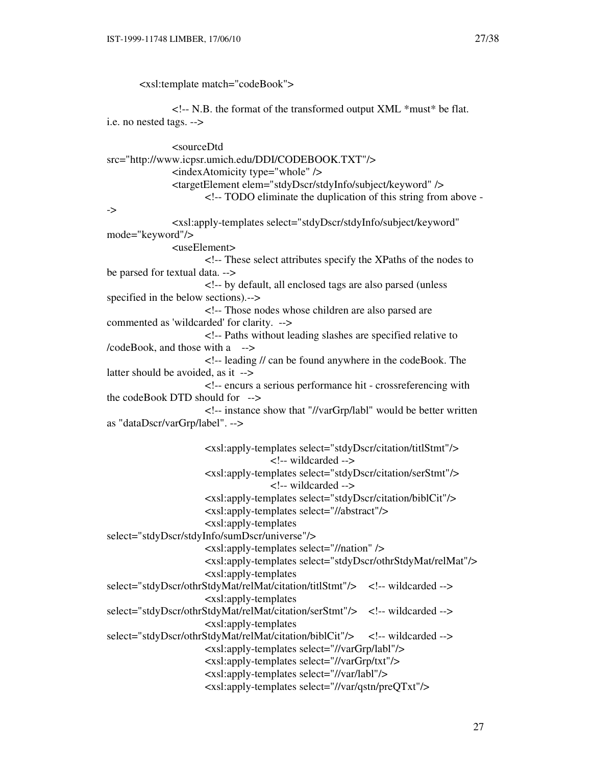```
<xsl:template match="codeBook">

        <!-- N.B. the format of the transformed output XML *must* be flat.
i.e. no nested tags. -->

        <sourceDtd
src="http://www.icpsr.umich.edu/DDI/CODEBOOK.TXT"/>
        <indexAtomicity type="whole" />
        <targetElement elem="stdyDscr/stdyInfo/subject/keyword" />
                <!-- TODO eliminate the duplication of this string from above -
->
        <xsl:apply-templates select="stdyDscr/stdyInfo/subject/keyword"
mode="keyword"/>
        <useElement>
                <!-- These select attributes specify the XPaths of the nodes to
be parsed for textual data. -->
                <!-- by default, all enclosed tags are also parsed (unless
specified in the below sections).-->
                <!-- Those nodes whose children are also parsed are
commented as 'wildcarded' for clarity.  -->
                <!-- Paths without leading slashes are specified relative to
/codeBook, and those with a    -->
                <!-- leading // can be found anywhere in the codeBook. The
latter should be avoided, as it  -->
                <!-- encurs a serious performance hit - crossreferencing with
the codeBook DTD should for   -->
                <!-- instance show that "//varGrp/labl" would be better written
as "dataDscr/varGrp/label". -->

                <xsl:apply-templates select="stdyDscr/citation/titlStmt"/>
                        <!-- wildcarded -->
                <xsl:apply-templates select="stdyDscr/citation/serStmt"/>
                        <!-- wildcarded -->
                <xsl:apply-templates select="stdyDscr/citation/biblCit"/>
                <xsl:apply-templates select="//abstract"/>
                <xsl:apply-templates
select="stdyDscr/stdyInfo/sumDscr/universe"/>
                <xsl:apply-templates select="//nation" />
                <xsl:apply-templates select="stdyDscr/othrStdyMat/relMat"/>
                <xsl:apply-templates
select="stdyDscr/othrStdyMat/relMat/citation/titlStmt"/>    <!-- wildcarded -->
                <xsl:apply-templates
select="stdyDscr/othrStdyMat/relMat/citation/serStmt"/>    <!-- wildcarded -->
                <xsl:apply-templates
select="stdyDscr/othrStdyMat/relMat/citation/biblCit"/>    <!-- wildcarded -->
                <xsl:apply-templates select="//varGrp/labl"/>
                <xsl:apply-templates select="//varGrp/txt"/>
                <xsl:apply-templates select="//var/labl"/>
                <xsl:apply-templates select="//var/qstn/preQTxt"/>
```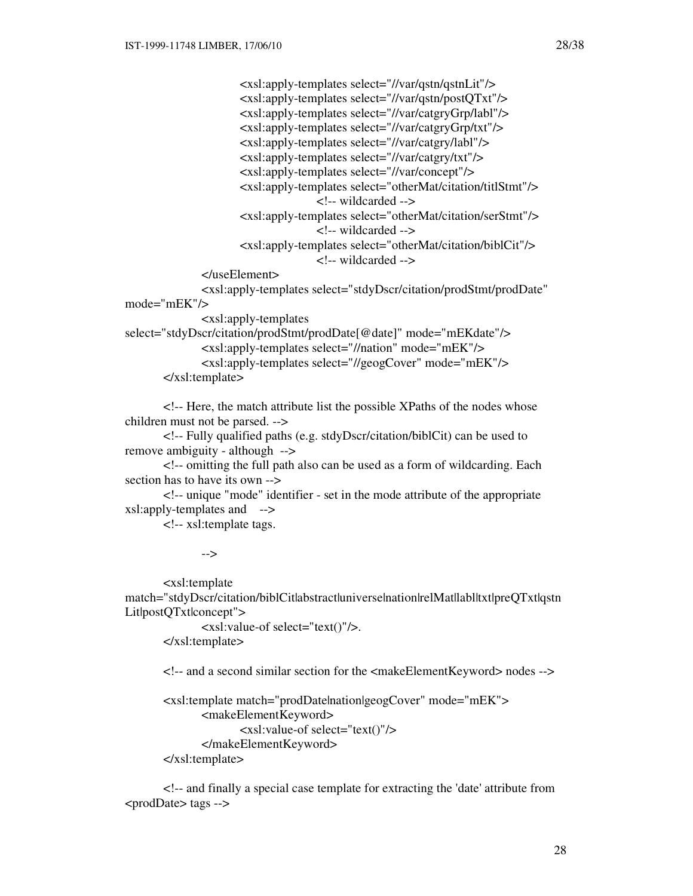```
                <xsl:apply-templates select="//var/qstn/qstnLit"/>
                <xsl:apply-templates select="//var/qstn/postQTxt"/>
                <xsl:apply-templates select="//var/catgryGrp/labl"/>
                <xsl:apply-templates select="//var/catgryGrp/txt"/>
                <xsl:apply-templates select="//var/catgry/labl"/>
                <xsl:apply-templates select="//var/catgry/txt"/>
                <xsl:apply-templates select="//var/concept"/>
                <xsl:apply-templates select="otherMat/citation/titlStmt"/>
                        <!-- wildcarded -->
                <xsl:apply-templates select="otherMat/citation/serStmt"/>
                        <!-- wildcarded -->
                <xsl:apply-templates select="otherMat/citation/biblCit"/>
                        <!-- wildcarded -->
            </useElement>
            <xsl:apply-templates select="stdyDscr/citation/prodStmt/prodDate"
mode="mEK"/>
            <xsl:apply-templates
select="stdyDscr/citation/prodStmt/prodDate[@date]" mode="mEKdate"/>
            <xsl:apply-templates select="//nation" mode="mEK"/>
            <xsl:apply-templates select="//geogCover" mode="mEK"/>
    </xsl:template>

    <!-- Here, the match attribute list the possible XPaths of the nodes whose
children must not be parsed. -->
    <!-- Fully qualified paths (e.g. stdyDscr/citation/biblCit) can be used to
remove ambiguity - although  -->
    <!-- omitting the full path also can be used as a form of wildcarding. Each
section has to have its own -->
    <!-- unique "mode" identifier - set in the mode attribute of the appropriate
xsl:apply-templates and    -->
    <!-- xsl:template tags.

            -->

    <xsl:template
match="stdyDscr/citation/biblCit|abstract|universe|nation|relMat|labl|txt|preQTxt|qstn
Lit|postQTxt|concept">
            <xsl:value-of select="text()"/>.
    </xsl:template>

    <!-- and a second similar section for the <makeElementKeyword> nodes -->

    <xsl:template match="prodDate|nation|geogCover" mode="mEK">
            <makeElementKeyword>
                    <xsl:value-of select="text()"/>
            </makeElementKeyword>
    </xsl:template>

    <!-- and finally a special case template for extracting the 'date' attribute from
<prodDate> tags -->
```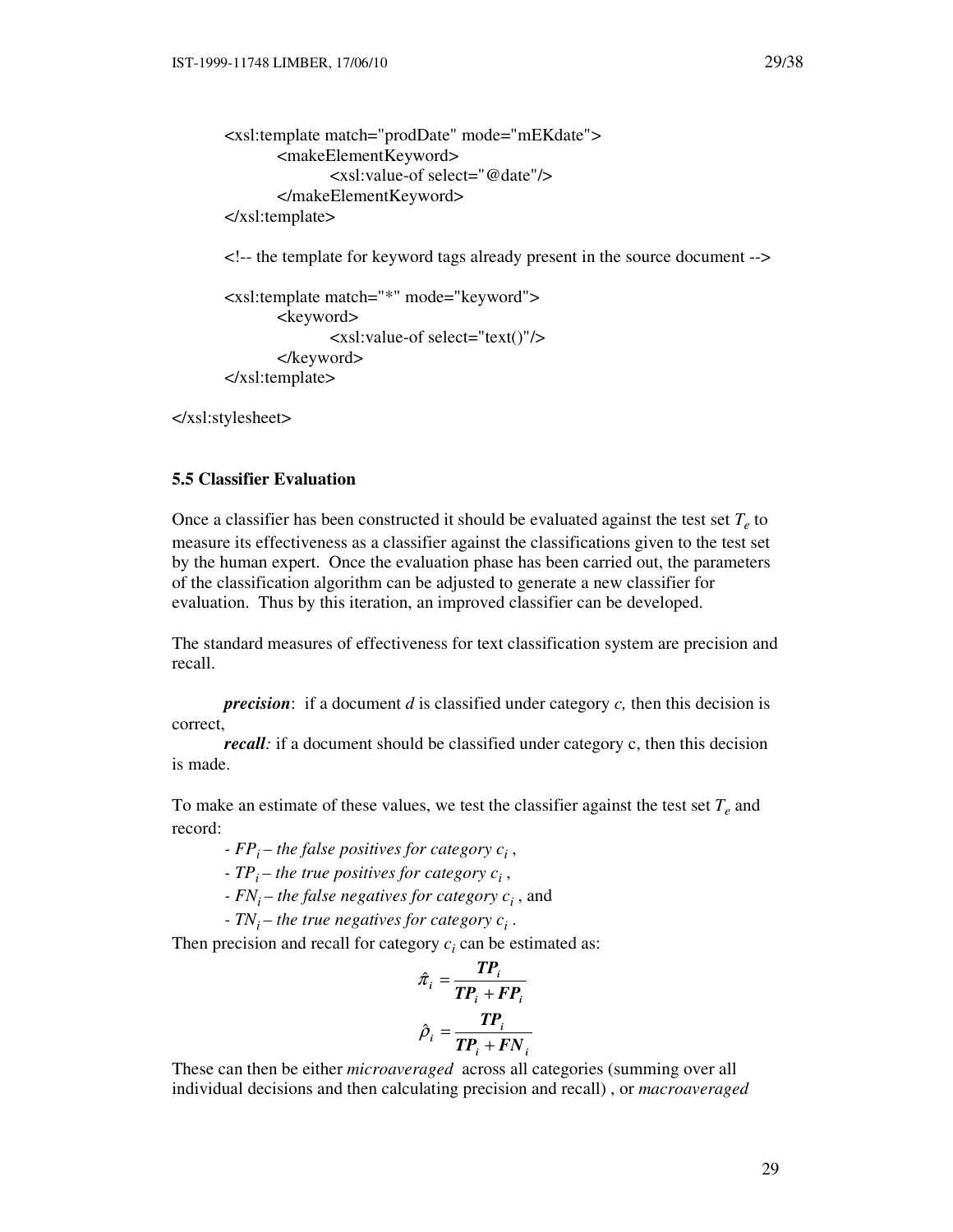```
<xsl:template match="prodDate" mode="mEKdate">
        <makeElementKeyword>
                <xsl:value-of select="@date"/>
        </makeElementKeyword>
</xsl:template>

<!-- the template for keyword tags already present in the source document -->

<xsl:template match="*" mode="keyword">
        <keyword>
                <xsl:value-of select="text()"/>
        </keyword>
</xsl:template>

</xsl:stylesheet>
```

### 5.5 Classifier Evaluation

Once a classifier has been constructed it should be evaluated against the test set $T_e$ to measure its effectiveness as a classifier against the classifications given to the test set by the human expert. Once the evaluation phase has been carried out, the parameters of the classification algorithm can be adjusted to generate a new classifier for evaluation. Thus by this iteration, an improved classifier can be developed.

The standard measures of effectiveness for text classification system are precision and recall.

***precision***: if a document *d* is classified under category *c,* then this decision is correct,

***recall****:* if a document should be classified under category c, then this decision is made.

To make an estimate of these values, we test the classifier against the test set $T_e$ and record:

- $FP_i$ *– the false positives for category* $c_i$ ,
- $TP_i$ *– the true positives for category* $c_i$ ,
- $FN_i$ *– the false negatives for category* $c_i$ , and
- $TN_i$ *– the true negatives for category* $c_i$ .

Then precision and recall for category $c_i$ can be estimated as:

$$\hat{\pi}_i = \frac{\boldsymbol{TP_i}}{\boldsymbol{TP_i} + \boldsymbol{FP_i}}$$

$$\hat{\rho}_i = \frac{\boldsymbol{TP_i}}{\boldsymbol{TP_i} + \boldsymbol{FN_i}}$$

These can then be either *microaveraged* across all categories (summing over all individual decisions and then calculating precision and recall) , or *macroaveraged*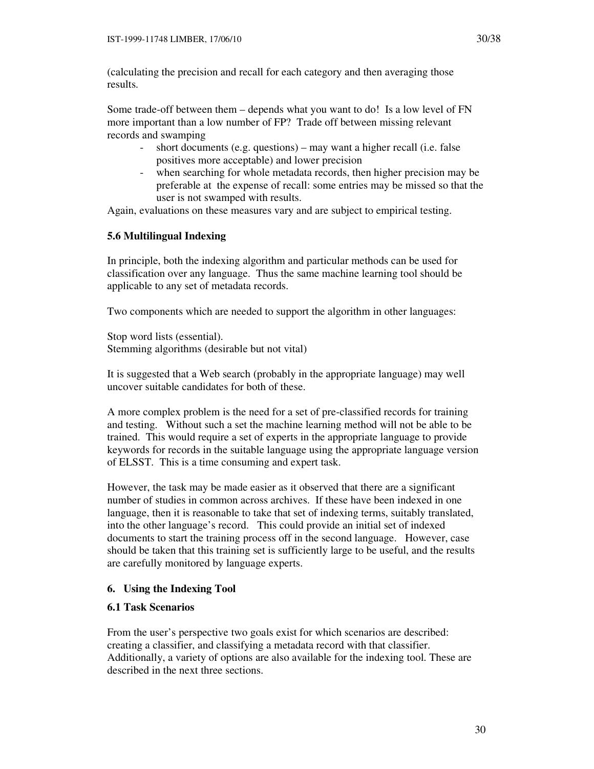(calculating the precision and recall for each category and then averaging those results.

Some trade-off between them – depends what you want to do! Is a low level of FN more important than a low number of FP? Trade off between missing relevant records and swamping

- short documents (e.g. questions) – may want a higher recall (i.e. false positives more acceptable) and lower precision
- when searching for whole metadata records, then higher precision may be preferable at the expense of recall: some entries may be missed so that the user is not swamped with results.

Again, evaluations on these measures vary and are subject to empirical testing.

### 5.6 Multilingual Indexing

In principle, both the indexing algorithm and particular methods can be used for classification over any language. Thus the same machine learning tool should be applicable to any set of metadata records.

Two components which are needed to support the algorithm in other languages:

Stop word lists (essential).
Stemming algorithms (desirable but not vital)

It is suggested that a Web search (probably in the appropriate language) may well uncover suitable candidates for both of these.

A more complex problem is the need for a set of pre-classified records for training and testing. Without such a set the machine learning method will not be able to be trained. This would require a set of experts in the appropriate language to provide keywords for records in the suitable language using the appropriate language version of ELSST. This is a time consuming and expert task.

However, the task may be made easier as it observed that there are a significant number of studies in common across archives. If these have been indexed in one language, then it is reasonable to take that set of indexing terms, suitably translated, into the other language's record. This could provide an initial set of indexed documents to start the training process off in the second language. However, case should be taken that this training set is sufficiently large to be useful, and the results are carefully monitored by language experts.

## 6. Using the Indexing Tool

### 6.1 Task Scenarios

From the user's perspective two goals exist for which scenarios are described: creating a classifier, and classifying a metadata record with that classifier. Additionally, a variety of options are also available for the indexing tool. These are described in the next three sections.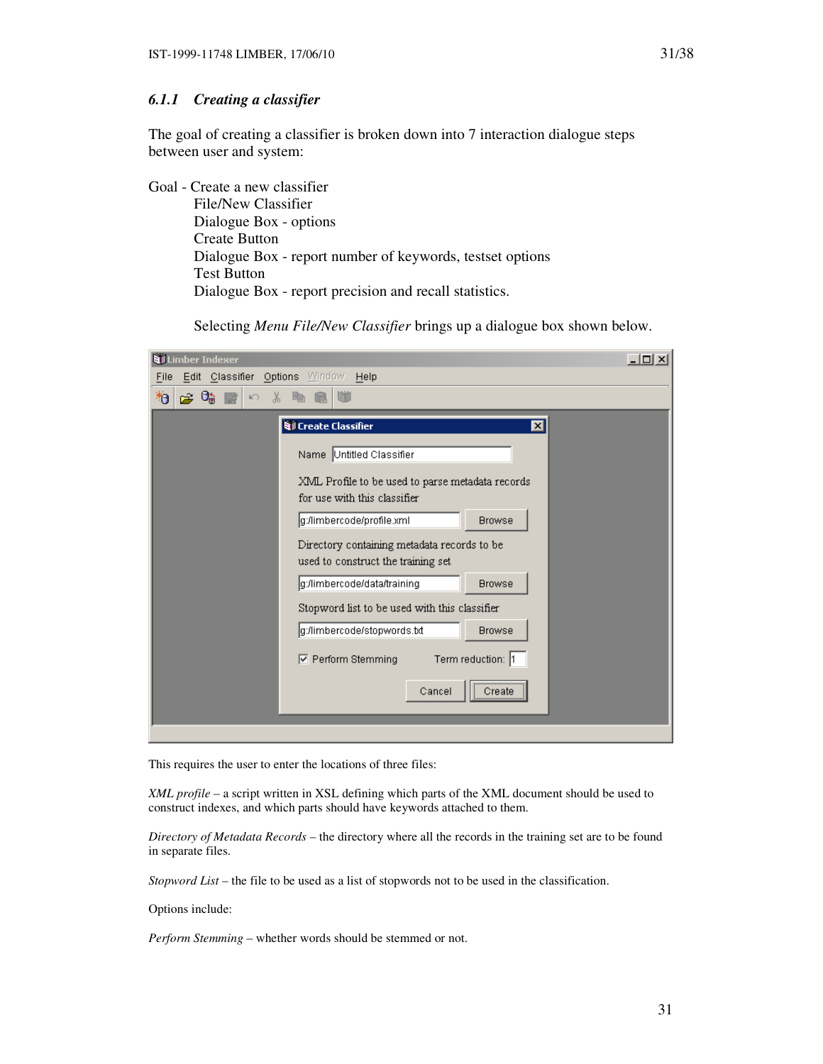### 6.1.1 *Creating a classifier*

The goal of creating a classifier is broken down into 7 interaction dialogue steps between user and system:

Goal - Create a new classifier
- File/New Classifier
- Dialogue Box - options
- Create Button
- Dialogue Box - report number of keywords, testset options
- Test Button
- Dialogue Box - report precision and recall statistics.

Selecting *Menu File/New Classifier* brings up a dialogue box shown below.

This requires the user to enter the locations of three files:

*XML profile* – a script written in XSL defining which parts of the XML document should be used to construct indexes, and which parts should have keywords attached to them.

*Directory of Metadata Records* – the directory where all the records in the training set are to be found in separate files.

*Stopword List* – the file to be used as a list of stopwords not to be used in the classification.

Options include:

*Perform Stemming* – whether words should be stemmed or not.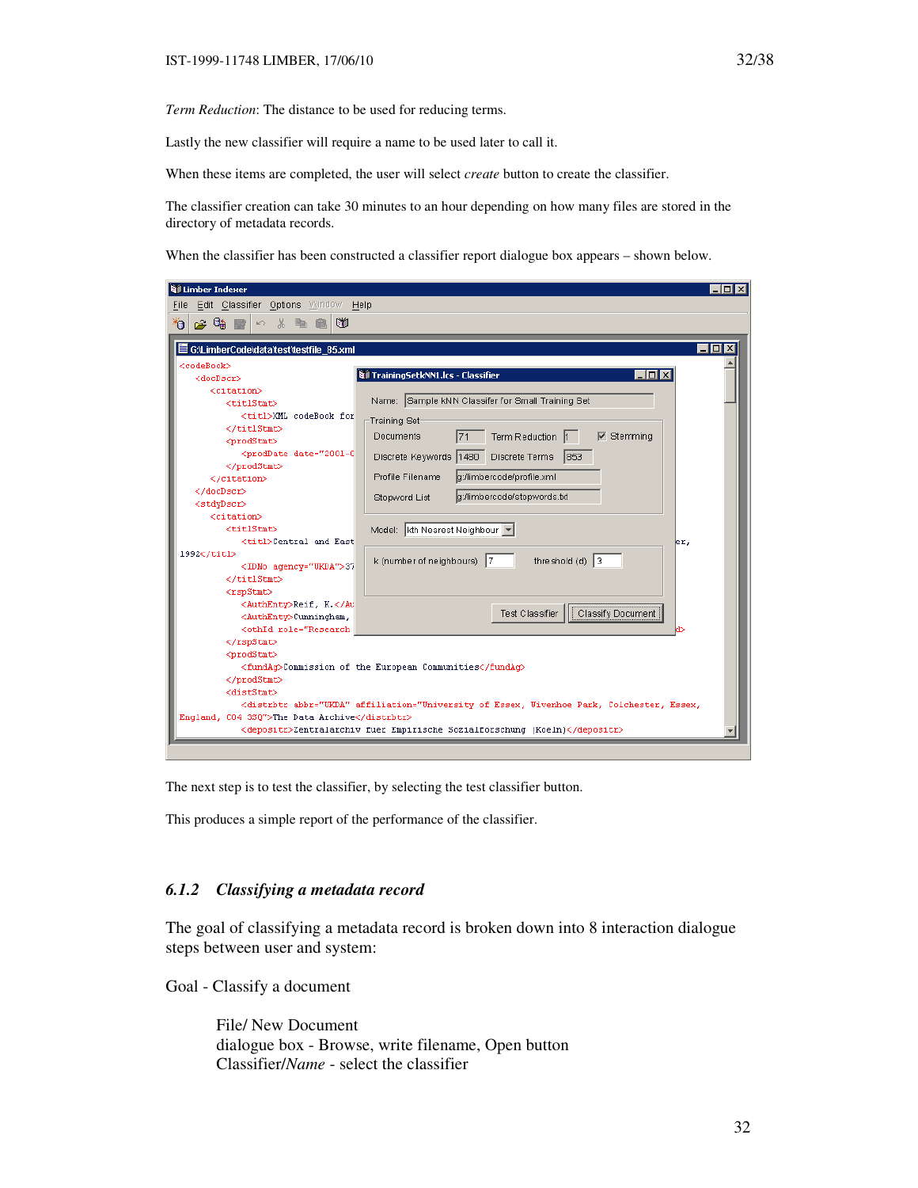*Term Reduction*: The distance to be used for reducing terms.

Lastly the new classifier will require a name to be used later to call it.

When these items are completed, the user will select *create* button to create the classifier.

The classifier creation can take 30 minutes to an hour depending on how many files are stored in the directory of metadata records.

When the classifier has been constructed a classifier report dialogue box appears – shown below.

The next step is to test the classifier, by selecting the test classifier button.

This produces a simple report of the performance of the classifier.

### 6.1.2 *Classifying a metadata record*

The goal of classifying a metadata record is broken down into 8 interaction dialogue steps between user and system:

Goal - Classify a document

File/ New Document
dialogue box - Browse, write filename, Open button
Classifier/*Name* - select the classifier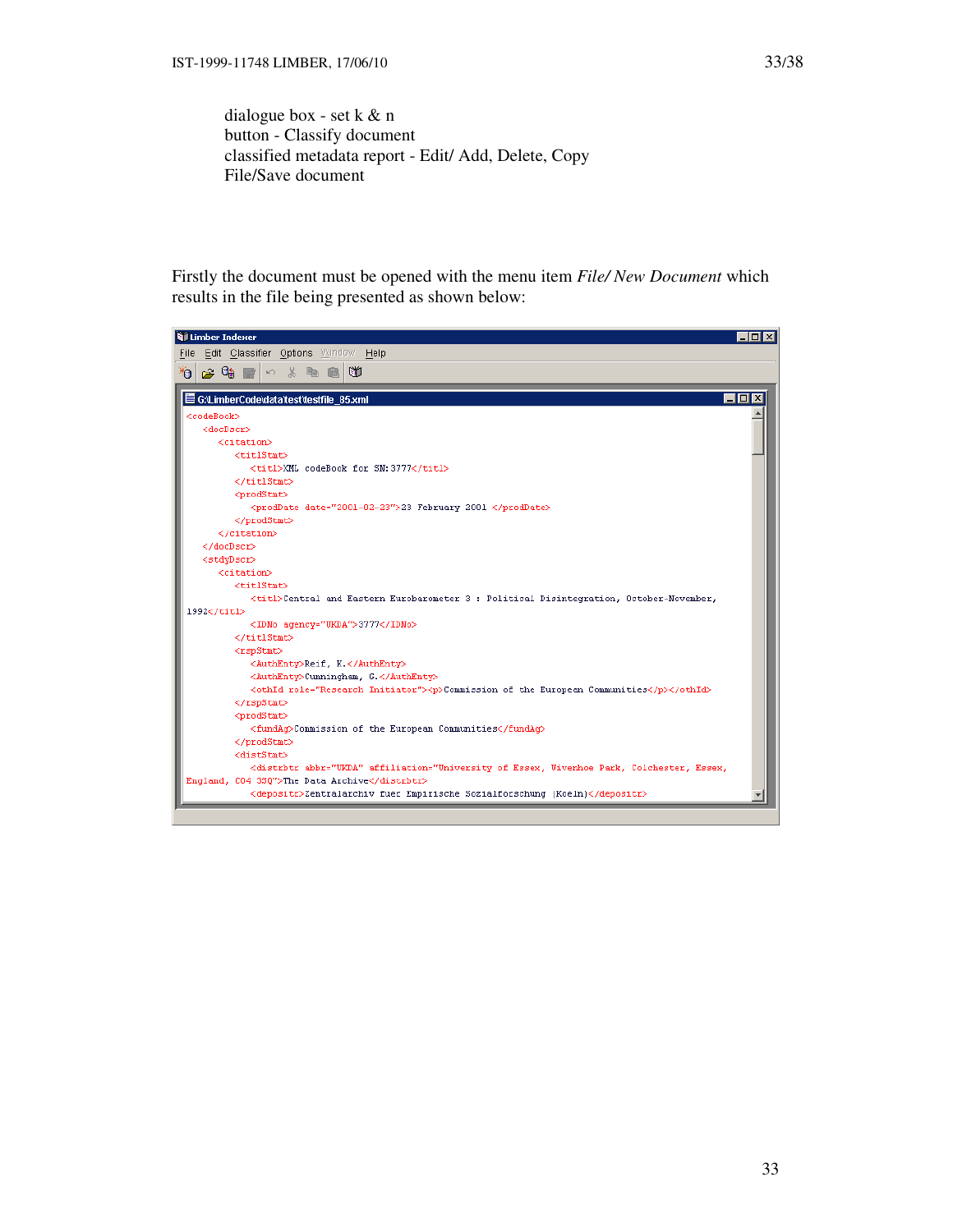dialogue box - set k & n
button - Classify document
classified metadata report - Edit/ Add, Delete, Copy
File/Save document

Firstly the document must be opened with the menu item *File/ New Document* which results in the file being presented as shown below:

```
Limber Indexer
File  Edit  Classifier  Options  Window  Help

G:\LimberCode\data\test\testfile_85.xml
<codeBook>
   <docDscr>
      <citation>
         <titlStmt>
            <titl>XML codeBook for SN:3777</titl>
         </titlStmt>
         <prodStmt>
            <prodDate date="2001-02-23">23 February 2001 </prodDate>
         </prodStmt>
      </citation>
   </docDscr>
   <stdyDscr>
      <citation>
         <titlStmt>
            <titl>Central and Eastern Eurobarometer 3 : Political Disintegration, October-November,
1992</titl>
            <IDNo agency="UKDA">3777</IDNo>
         </titlStmt>
         <rspStmt>
            <AuthEnty>Reif, K.</AuthEnty>
            <AuthEnty>Cunningham, G.</AuthEnty>
            <othId role="Research Initiator"><p>Commission of the European Communities</p></othId>
         </rspStmt>
         <prodStmt>
            <fundAg>Commission of the European Communities</fundAg>
         </prodStmt>
         <distStmt>
            <distrbtr abbr="UKDA" affiliation="University of Essex, Wivenhoe Park, Colchester, Essex,
England, CO4 3SQ">The Data Archive</distrbtr>
            <depositr>Zentralarchiv fuer Empirische Sozialforschung (Koeln)</depositr>
```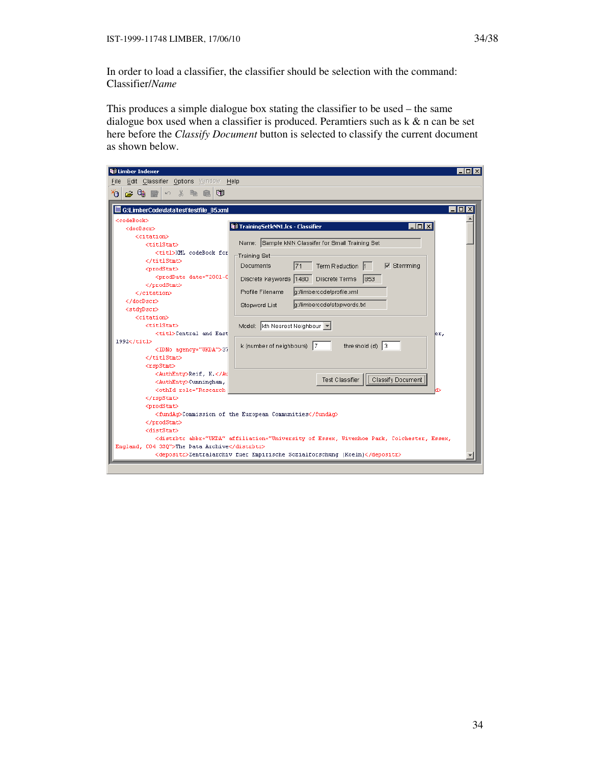In order to load a classifier, the classifier should be selection with the command: Classifier/*Name*

This produces a simple dialogue box stating the classifier to be used – the same dialogue box used when a classifier is produced. Peramtiers such as k & n can be set here before the *Classify Document* button is selected to classify the current document as shown below.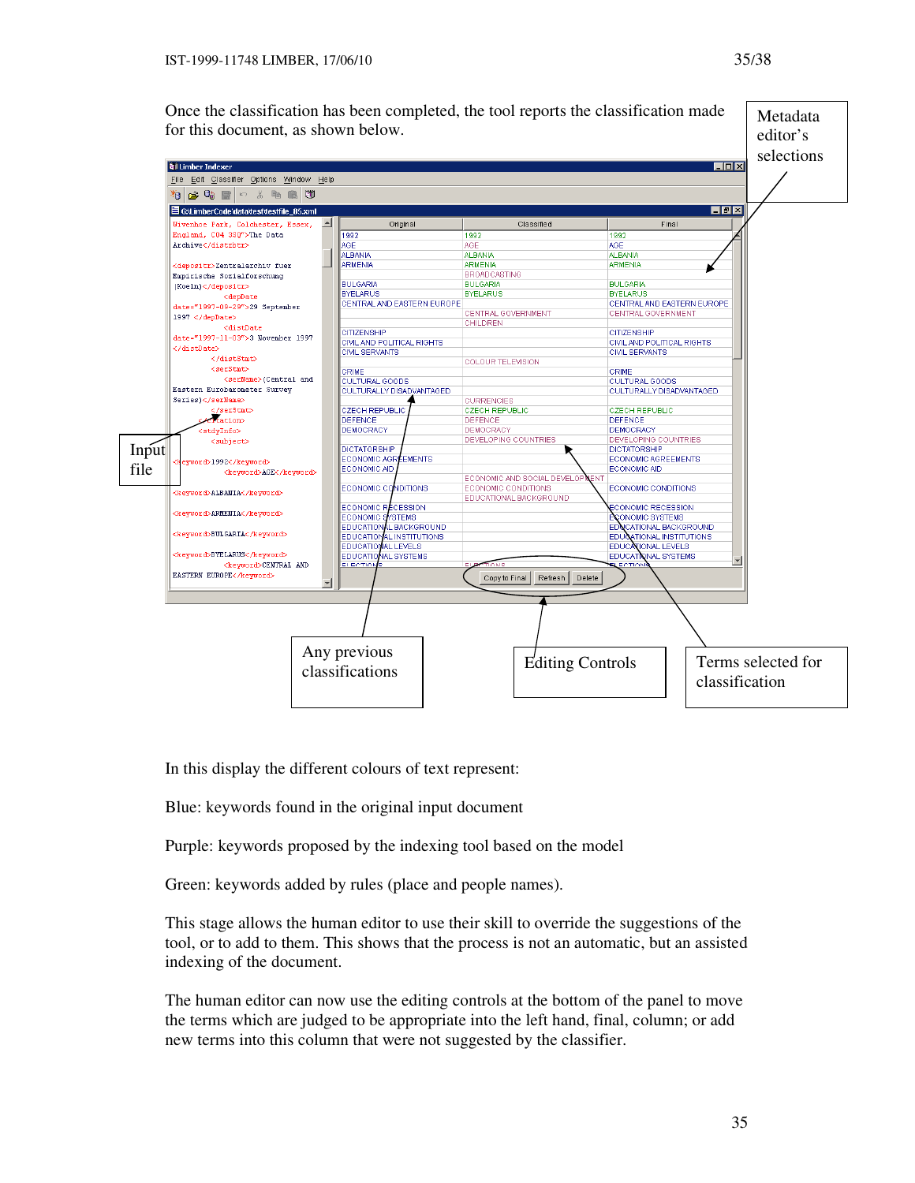Once the classification has been completed, the tool reports the classification made for this document, as shown below.

Metadata editor's selections

Input file

Any previous classifications

Editing Controls

Terms selected for classification

In this display the different colours of text represent:

Blue: keywords found in the original input document

Purple: keywords proposed by the indexing tool based on the model

Green: keywords added by rules (place and people names).

This stage allows the human editor to use their skill to override the suggestions of the tool, or to add to them. This shows that the process is not an automatic, but an assisted indexing of the document.

The human editor can now use the editing controls at the bottom of the panel to move the terms which are judged to be appropriate into the left hand, final, column; or add new terms into this column that were not suggested by the classifier.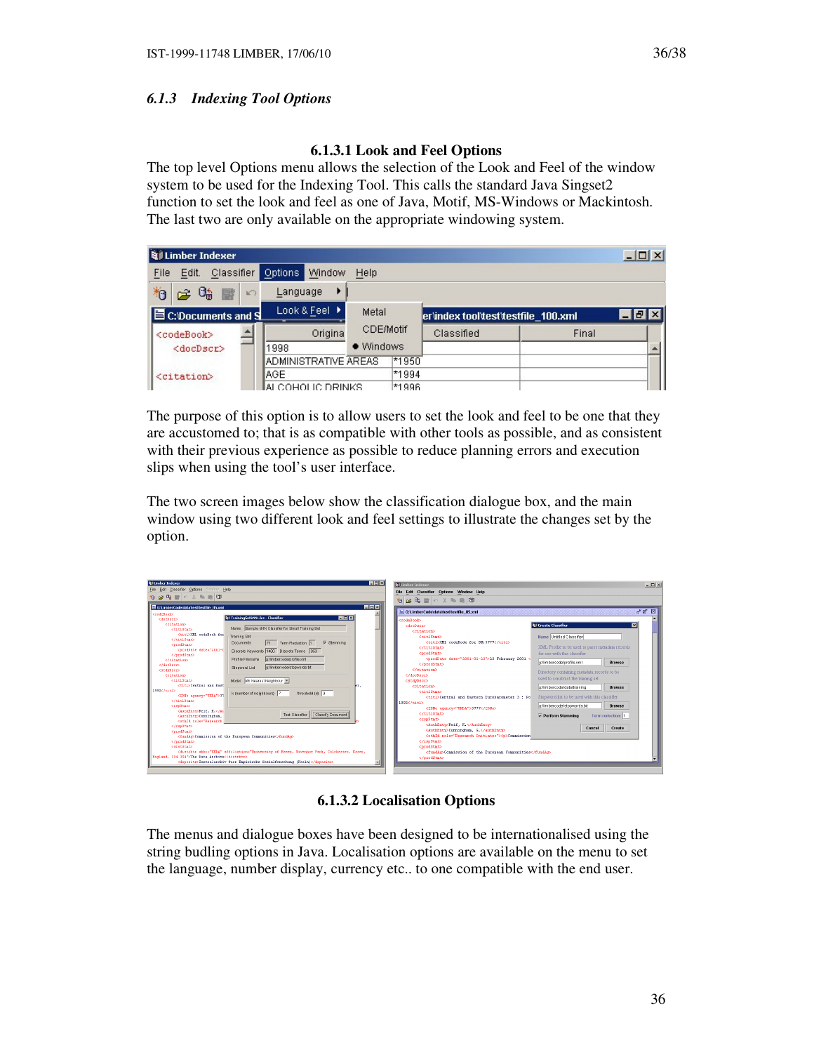### 6.1.3 Indexing Tool Options

#### 6.1.3.1 Look and Feel Options

The top level Options menu allows the selection of the Look and Feel of the window system to be used for the Indexing Tool. This calls the standard Java Singset2 function to set the look and feel as one of Java, Motif, MS-Windows or Mackintosh. The last two are only available on the appropriate windowing system.

The purpose of this option is to allow users to set the look and feel to be one that they are accustomed to; that is as compatible with other tools as possible, and as consistent with their previous experience as possible to reduce planning errors and execution slips when using the tool's user interface.

The two screen images below show the classification dialogue box, and the main window using two different look and feel settings to illustrate the changes set by the option.

#### 6.1.3.2 Localisation Options

The menus and dialogue boxes have been designed to be internationalised using the string budling options in Java. Localisation options are available on the menu to set the language, number display, currency etc.. to one compatible with the end user.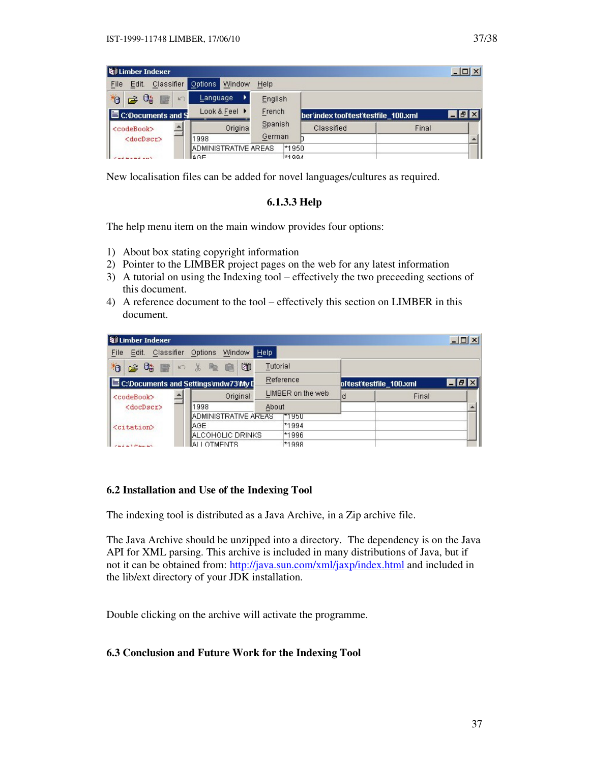New localisation files can be added for novel languages/cultures as required.

### 6.1.3.3 Help

The help menu item on the main window provides four options:

1) About box stating copyright information
2) Pointer to the LIMBER project pages on the web for any latest information
3) A tutorial on using the Indexing tool – effectively the two preceeding sections of this document.
4) A reference document to the tool – effectively this section on LIMBER in this document.

## 6.2 Installation and Use of the Indexing Tool

The indexing tool is distributed as a Java Archive, in a Zip archive file.

The Java Archive should be unzipped into a directory. The dependency is on the Java API for XML parsing. This archive is included in many distributions of Java, but if not it can be obtained from: http://java.sun.com/xml/jaxp/index.html and included in the lib/ext directory of your JDK installation.

Double clicking on the archive will activate the programme.

## 6.3 Conclusion and Future Work for the Indexing Tool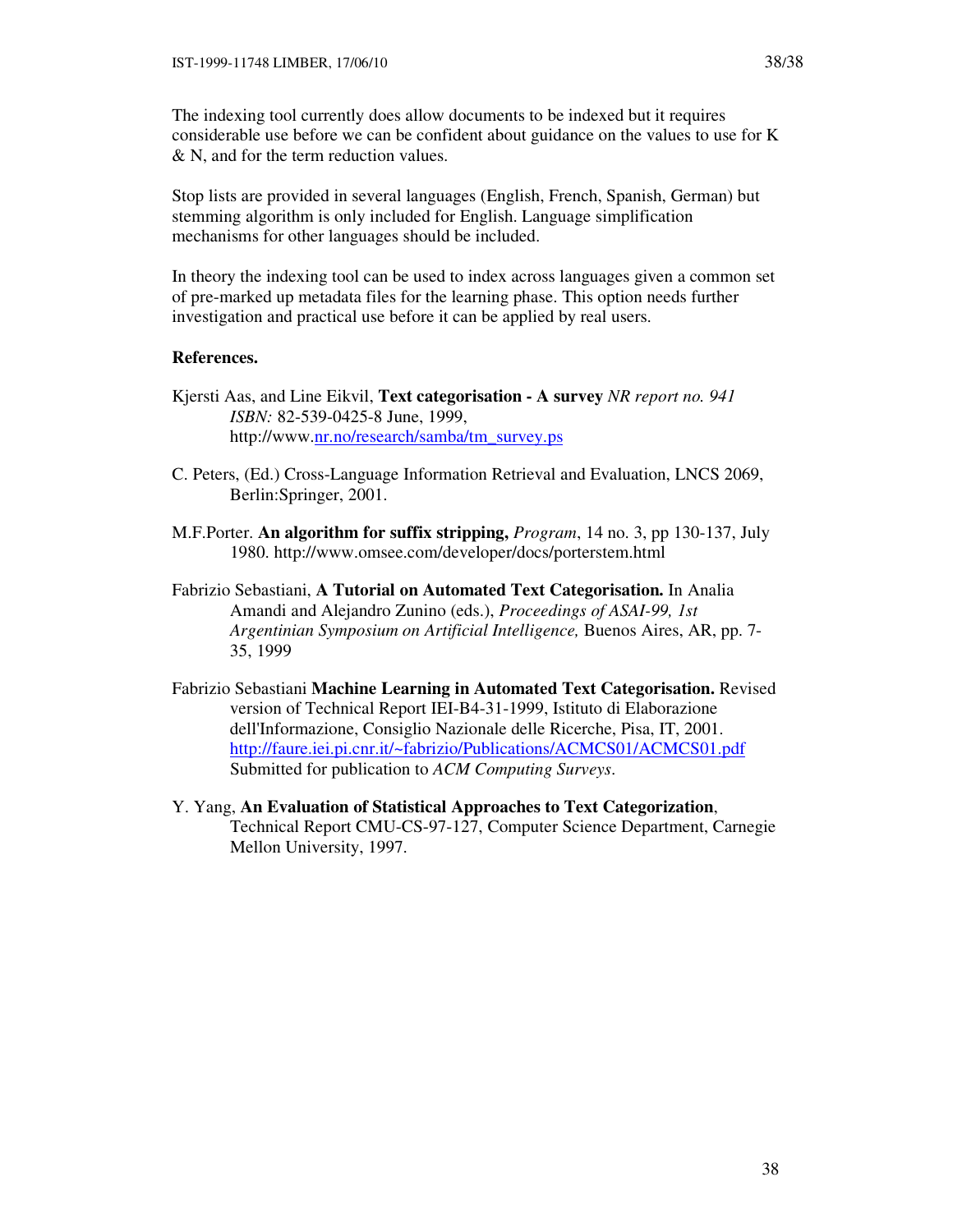The indexing tool currently does allow documents to be indexed but it requires considerable use before we can be confident about guidance on the values to use for K & N, and for the term reduction values.

Stop lists are provided in several languages (English, French, Spanish, German) but stemming algorithm is only included for English. Language simplification mechanisms for other languages should be included.

In theory the indexing tool can be used to index across languages given a common set of pre-marked up metadata files for the learning phase. This option needs further investigation and practical use before it can be applied by real users.

**References.**

Kjersti Aas, and Line Eikvil, **Text categorisation - A survey** *NR report no. 941 ISBN:* 82-539-0425-8 June, 1999, http://www.nr.no/research/samba/tm_survey.ps

C. Peters, (Ed.) Cross-Language Information Retrieval and Evaluation, LNCS 2069, Berlin:Springer, 2001.

M.F.Porter. **An algorithm for suffix stripping,** *Program*, 14 no. 3, pp 130-137, July 1980. http://www.omsee.com/developer/docs/porterstem.html

Fabrizio Sebastiani, **A Tutorial on Automated Text Categorisation.** In Analia Amandi and Alejandro Zunino (eds.), *Proceedings of ASAI-99, 1st Argentinian Symposium on Artificial Intelligence,* Buenos Aires, AR, pp. 7-35, 1999

Fabrizio Sebastiani **Machine Learning in Automated Text Categorisation.** Revised version of Technical Report IEI-B4-31-1999, Istituto di Elaborazione dell'Informazione, Consiglio Nazionale delle Ricerche, Pisa, IT, 2001. http://faure.iei.pi.cnr.it/~fabrizio/Publications/ACMCS01/ACMCS01.pdf Submitted for publication to *ACM Computing Surveys*.

Y. Yang, **An Evaluation of Statistical Approaches to Text Categorization**, Technical Report CMU-CS-97-127, Computer Science Department, Carnegie Mellon University, 1997.